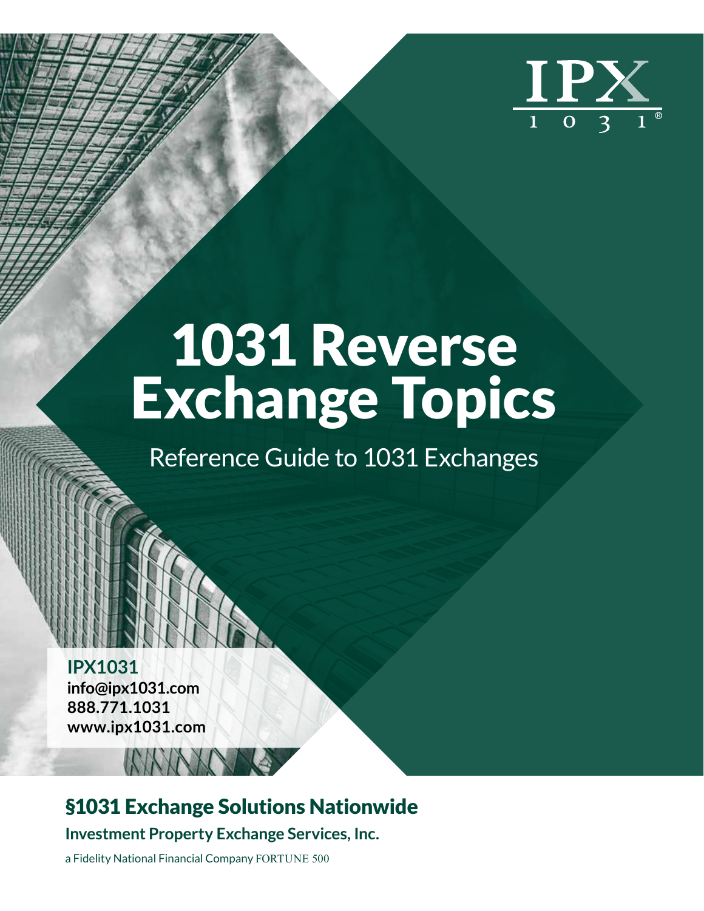IPX 1031®

# 1031 Reverse Exchange Topics

Reference Guide to 1031 Exchanges

**IPX1031**
**info@ipx1031.com**
**888.771.1031**
**www.ipx1031.com**

## §1031 Exchange Solutions Nationwide

**Investment Property Exchange Services, Inc.**

a Fidelity National Financial Company FORTUNE 500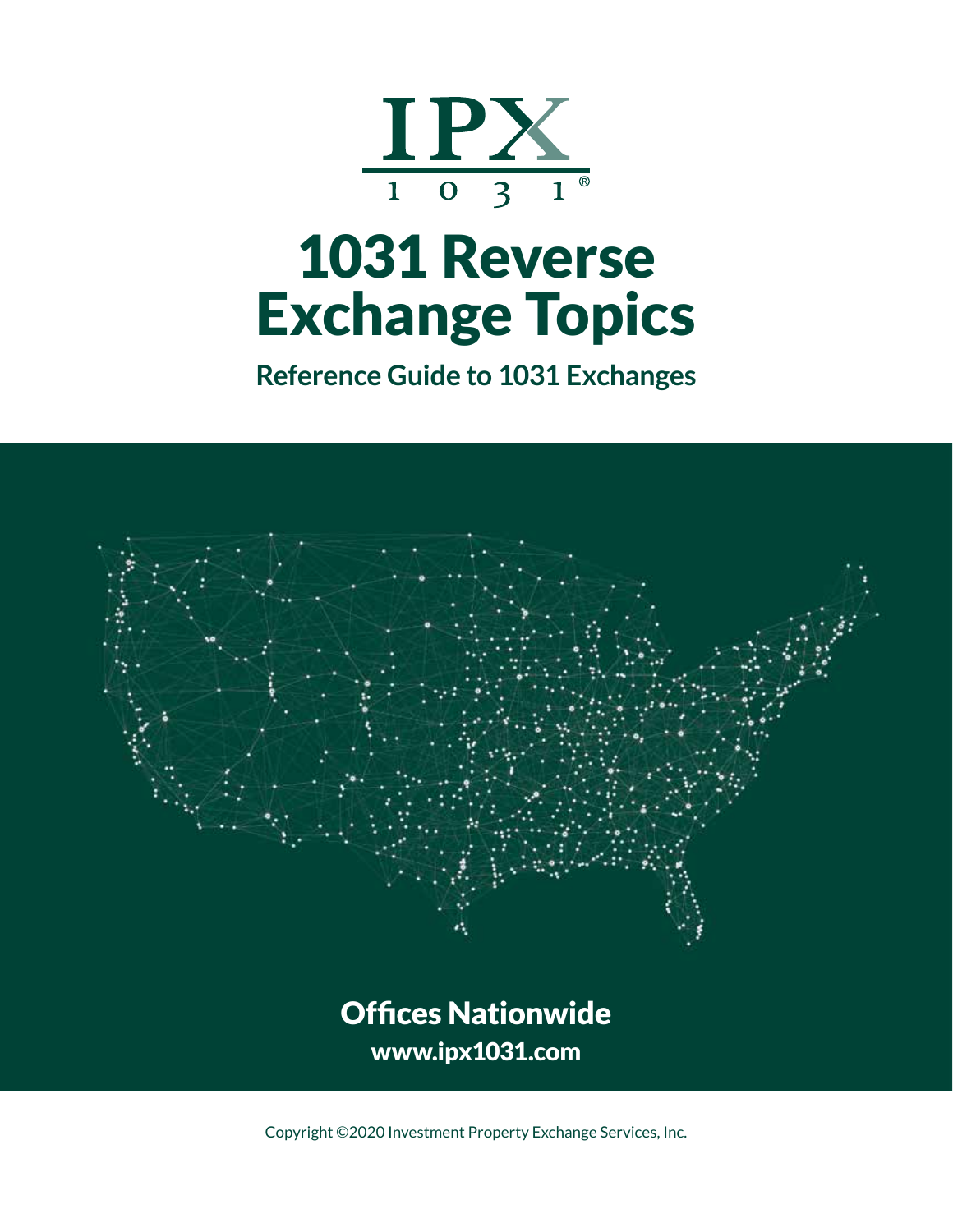IPX 1031®

# 1031 Reverse Exchange Topics

## Reference Guide to 1031 Exchanges

Offices Nationwide

www.ipx1031.com

Copyright ©2020 Investment Property Exchange Services, Inc.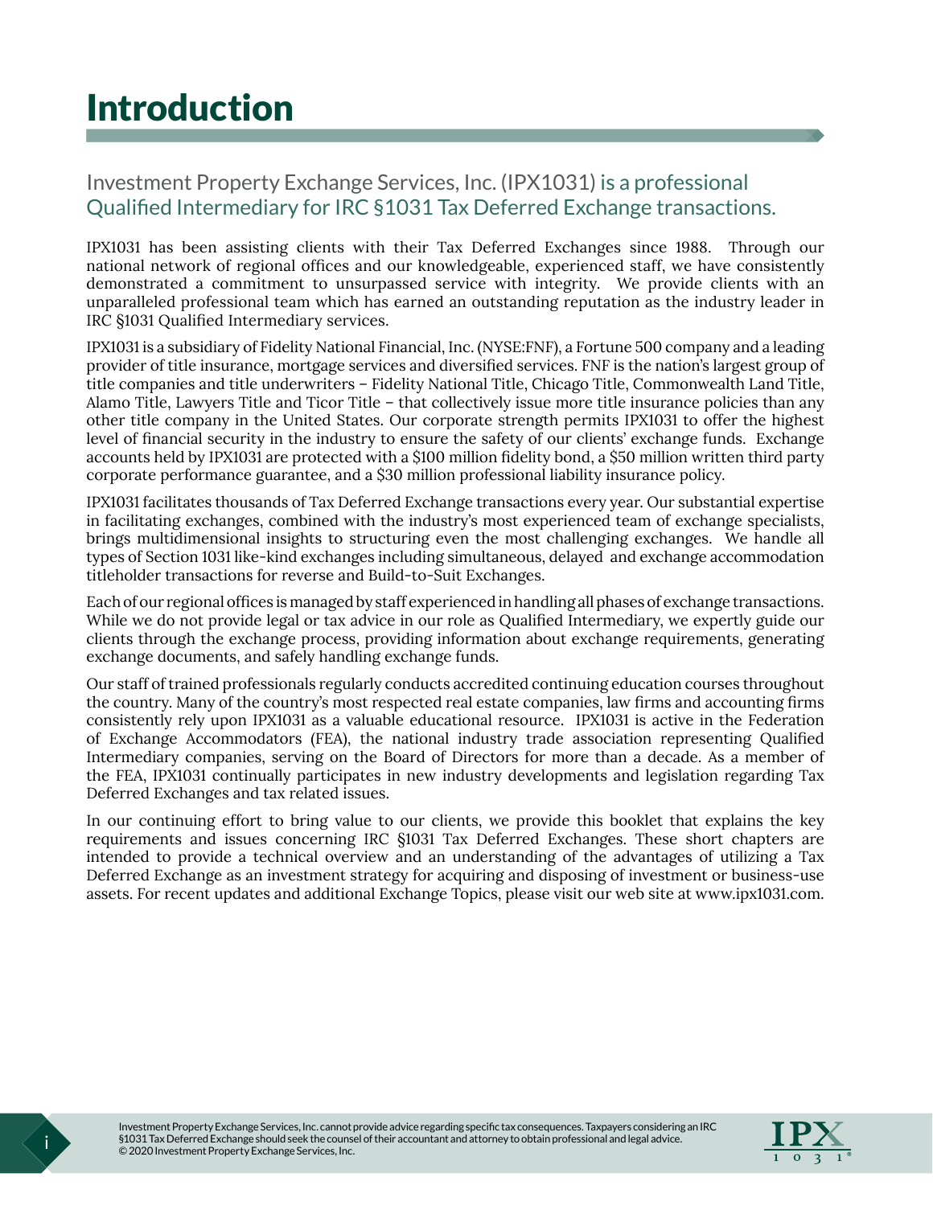# Introduction

## Investment Property Exchange Services, Inc. (IPX1031) is a professional Qualified Intermediary for IRC §1031 Tax Deferred Exchange transactions.

IPX1031 has been assisting clients with their Tax Deferred Exchanges since 1988. Through our national network of regional offices and our knowledgeable, experienced staff, we have consistently demonstrated a commitment to unsurpassed service with integrity. We provide clients with an unparalleled professional team which has earned an outstanding reputation as the industry leader in IRC §1031 Qualified Intermediary services.

IPX1031 is a subsidiary of Fidelity National Financial, Inc. (NYSE:FNF), a Fortune 500 company and a leading provider of title insurance, mortgage services and diversified services. FNF is the nation's largest group of title companies and title underwriters – Fidelity National Title, Chicago Title, Commonwealth Land Title, Alamo Title, Lawyers Title and Ticor Title – that collectively issue more title insurance policies than any other title company in the United States. Our corporate strength permits IPX1031 to offer the highest level of financial security in the industry to ensure the safety of our clients' exchange funds. Exchange accounts held by IPX1031 are protected with a $100 million fidelity bond, a $50 million written third party corporate performance guarantee, and a $30 million professional liability insurance policy.

IPX1031 facilitates thousands of Tax Deferred Exchange transactions every year. Our substantial expertise in facilitating exchanges, combined with the industry's most experienced team of exchange specialists, brings multidimensional insights to structuring even the most challenging exchanges. We handle all types of Section 1031 like-kind exchanges including simultaneous, delayed and exchange accommodation titleholder transactions for reverse and Build-to-Suit Exchanges.

Each of our regional offices is managed by staff experienced in handling all phases of exchange transactions. While we do not provide legal or tax advice in our role as Qualified Intermediary, we expertly guide our clients through the exchange process, providing information about exchange requirements, generating exchange documents, and safely handling exchange funds.

Our staff of trained professionals regularly conducts accredited continuing education courses throughout the country. Many of the country's most respected real estate companies, law firms and accounting firms consistently rely upon IPX1031 as a valuable educational resource. IPX1031 is active in the Federation of Exchange Accommodators (FEA), the national industry trade association representing Qualified Intermediary companies, serving on the Board of Directors for more than a decade. As a member of the FEA, IPX1031 continually participates in new industry developments and legislation regarding Tax Deferred Exchanges and tax related issues.

In our continuing effort to bring value to our clients, we provide this booklet that explains the key requirements and issues concerning IRC §1031 Tax Deferred Exchanges. These short chapters are intended to provide a technical overview and an understanding of the advantages of utilizing a Tax Deferred Exchange as an investment strategy for acquiring and disposing of investment or business-use assets. For recent updates and additional Exchange Topics, please visit our web site at www.ipx1031.com.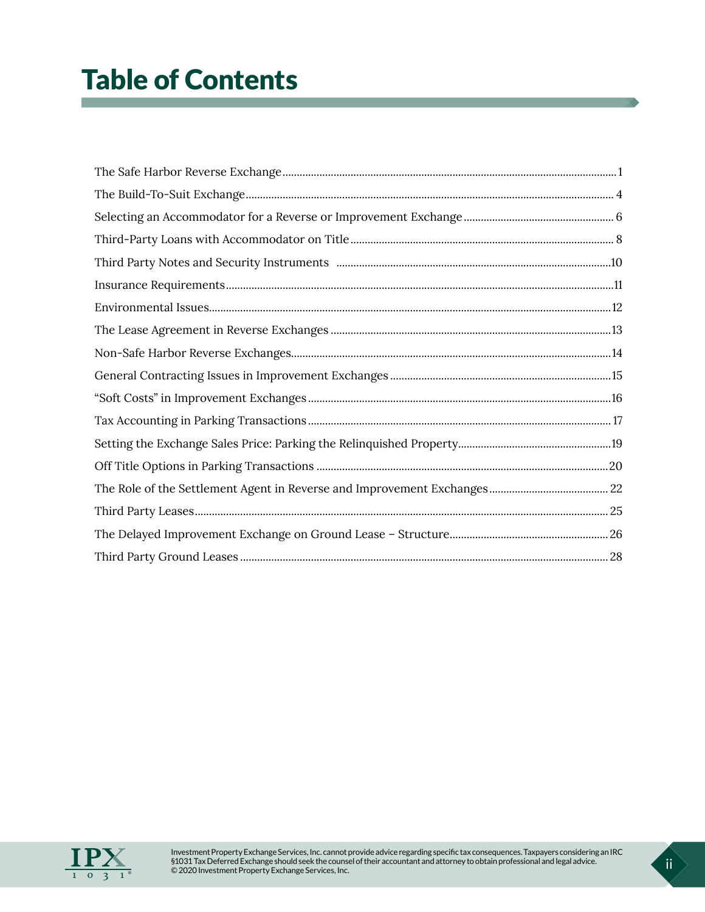# Table of Contents

| | |
|---|---|
| The Safe Harbor Reverse Exchange | 1 |
| The Build-To-Suit Exchange | 4 |
| Selecting an Accommodator for a Reverse or Improvement Exchange | 6 |
| Third-Party Loans with Accommodator on Title | 8 |
| Third Party Notes and Security Instruments | 10 |
| Insurance Requirements | 11 |
| Environmental Issues | 12 |
| The Lease Agreement in Reverse Exchanges | 13 |
| Non-Safe Harbor Reverse Exchanges | 14 |
| General Contracting Issues in Improvement Exchanges | 15 |
| "Soft Costs" in Improvement Exchanges | 16 |
| Tax Accounting in Parking Transactions | 17 |
| Setting the Exchange Sales Price: Parking the Relinquished Property | 19 |
| Off Title Options in Parking Transactions | 20 |
| The Role of the Settlement Agent in Reverse and Improvement Exchanges | 22 |
| Third Party Leases | 25 |
| The Delayed Improvement Exchange on Ground Lease – Structure | 26 |
| Third Party Ground Leases | 28 |

Investment Property Exchange Services, Inc. cannot provide advice regarding specific tax consequences. Taxpayers considering an IRC §1031 Tax Deferred Exchange should seek the counsel of their accountant and attorney to obtain professional and legal advice.
© 2020 Investment Property Exchange Services, Inc.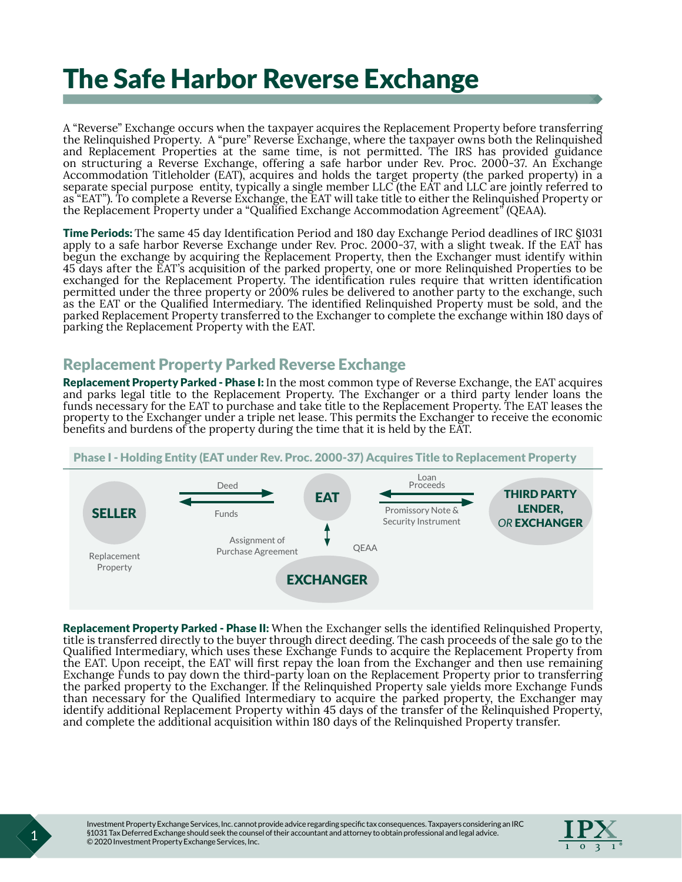# The Safe Harbor Reverse Exchange

A "Reverse" Exchange occurs when the taxpayer acquires the Replacement Property before transferring the Relinquished Property. A "pure" Reverse Exchange, where the taxpayer owns both the Relinquished and Replacement Properties at the same time, is not permitted. The IRS has provided guidance on structuring a Reverse Exchange, offering a safe harbor under Rev. Proc. 2000-37. An Exchange Accommodation Titleholder (EAT), acquires and holds the target property (the parked property) in a separate special purpose entity, typically a single member LLC (the EAT and LLC are jointly referred to as "EAT"). To complete a Reverse Exchange, the EAT will take title to either the Relinquished Property or the Replacement Property under a "Qualified Exchange Accommodation Agreement" (QEAA).

**Time Periods:** The same 45 day Identification Period and 180 day Exchange Period deadlines of IRC §1031 apply to a safe harbor Reverse Exchange under Rev. Proc. 2000-37, with a slight tweak. If the EAT has begun the exchange by acquiring the Replacement Property, then the Exchanger must identify within 45 days after the EAT's acquisition of the parked property, one or more Relinquished Properties to be exchanged for the Replacement Property. The identification rules require that written identification permitted under the three property or 200% rules be delivered to another party to the exchange, such as the EAT or the Qualified Intermediary. The identified Relinquished Property must be sold, and the parked Replacement Property transferred to the Exchanger to complete the exchange within 180 days of parking the Replacement Property with the EAT.

## Replacement Property Parked Reverse Exchange

**Replacement Property Parked - Phase I:** In the most common type of Reverse Exchange, the EAT acquires and parks legal title to the Replacement Property. The Exchanger or a third party lender loans the funds necessary for the EAT to purchase and take title to the Replacement Property. The EAT leases the property to the Exchanger under a triple net lease. This permits the Exchanger to receive the economic benefits and burdens of the property during the time that it is held by the EAT.

**Phase I - Holding Entity (EAT under Rev. Proc. 2000-37) Acquires Title to Replacement Property**

SELLER (Replacement Property) — Deed → EAT; EAT — Funds → SELLER

THIRD PARTY LENDER, *OR* EXCHANGER — Loan Proceeds → EAT; EAT — Promissory Note & Security Instrument → THIRD PARTY LENDER, *OR* EXCHANGER

EXCHANGER ↔ EAT: Assignment of Purchase Agreement; QEAA

**Replacement Property Parked - Phase II:** When the Exchanger sells the identified Relinquished Property, title is transferred directly to the buyer through direct deeding. The cash proceeds of the sale go to the Qualified Intermediary, which uses these Exchange Funds to acquire the Replacement Property from the EAT. Upon receipt, the EAT will first repay the loan from the Exchanger and then use remaining Exchange Funds to pay down the third-party loan on the Replacement Property prior to transferring the parked property to the Exchanger. If the Relinquished Property sale yields more Exchange Funds than necessary for the Qualified Intermediary to acquire the parked property, the Exchanger may identify additional Replacement Property within 45 days of the transfer of the Relinquished Property, and complete the additional acquisition within 180 days of the Relinquished Property transfer.

Investment Property Exchange Services, Inc. cannot provide advice regarding specific tax consequences. Taxpayers considering an IRC §1031 Tax Deferred Exchange should seek the counsel of their accountant and attorney to obtain professional and legal advice.
© 2020 Investment Property Exchange Services, Inc.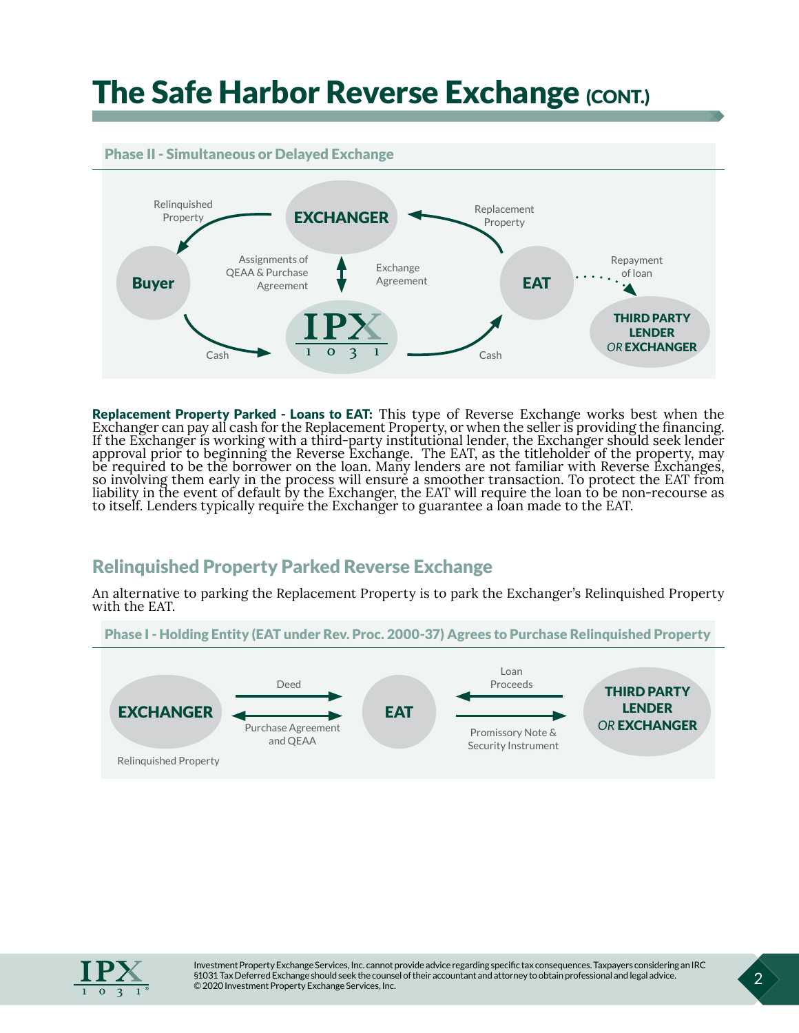# The Safe Harbor Reverse Exchange (CONT.)

### Phase II - Simultaneous or Delayed Exchange

Relinquished Property

EXCHANGER

Replacement Property

Assignments of QEAA & Purchase Agreement

Exchange Agreement

Buyer

EAT

Repayment of loan

THIRD PARTY LENDER *OR* EXCHANGER

IPX 1031

Cash

Cash

**Replacement Property Parked - Loans to EAT:** This type of Reverse Exchange works best when the Exchanger can pay all cash for the Replacement Property, or when the seller is providing the financing. If the Exchanger is working with a third-party institutional lender, the Exchanger should seek lender approval prior to beginning the Reverse Exchange. The EAT, as the titleholder of the property, may be required to be the borrower on the loan. Many lenders are not familiar with Reverse Exchanges, so involving them early in the process will ensure a smoother transaction. To protect the EAT from liability in the event of default by the Exchanger, the EAT will require the loan to be non-recourse as to itself. Lenders typically require the Exchanger to guarantee a loan made to the EAT.

## Relinquished Property Parked Reverse Exchange

An alternative to parking the Replacement Property is to park the Exchanger's Relinquished Property with the EAT.

### Phase I - Holding Entity (EAT under Rev. Proc. 2000-37) Agrees to Purchase Relinquished Property

EXCHANGER

Relinquished Property

Deed

Purchase Agreement and QEAA

EAT

Loan Proceeds

Promissory Note & Security Instrument

THIRD PARTY LENDER *OR* EXCHANGER

Investment Property Exchange Services, Inc. cannot provide advice regarding specific tax consequences. Taxpayers considering an IRC §1031 Tax Deferred Exchange should seek the counsel of their accountant and attorney to obtain professional and legal advice.
© 2020 Investment Property Exchange Services, Inc.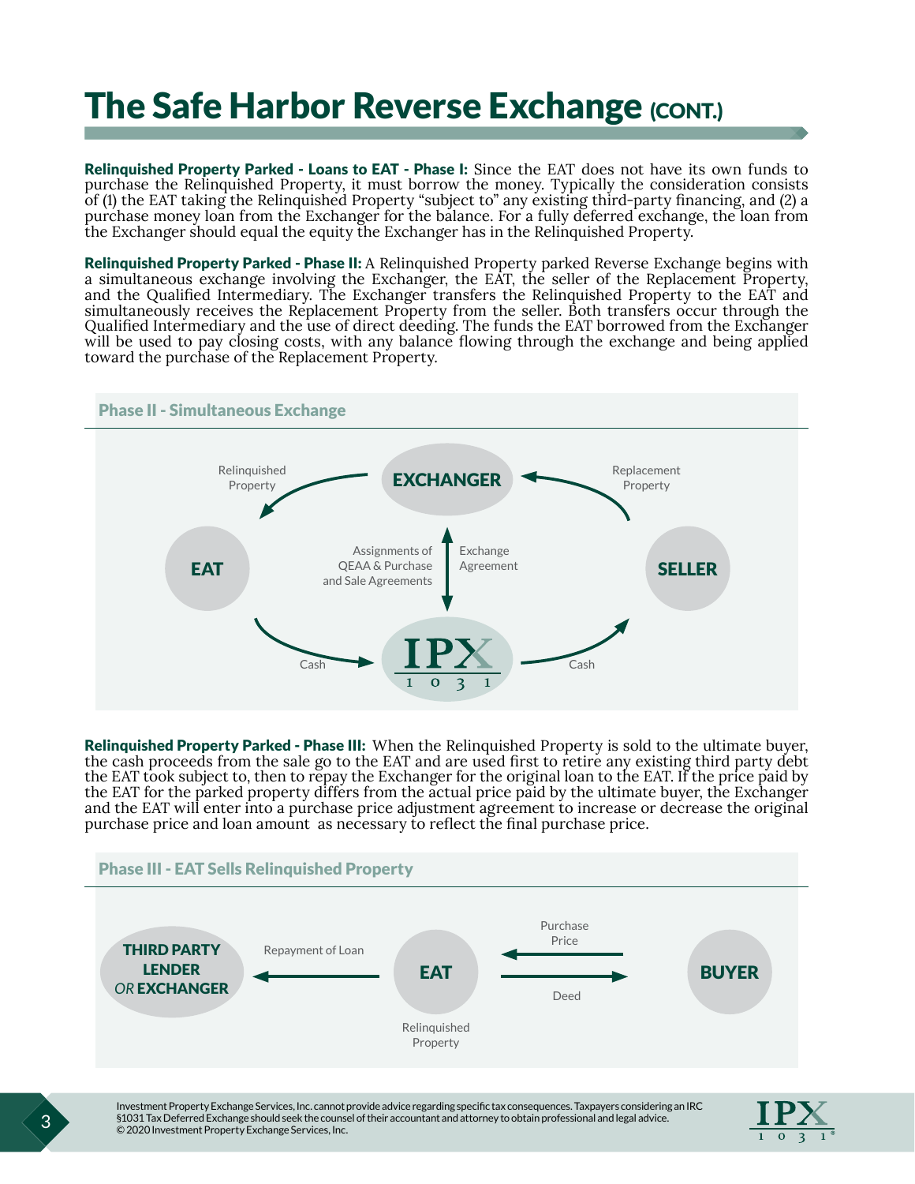# The Safe Harbor Reverse Exchange (CONT.)

**Relinquished Property Parked - Loans to EAT - Phase I:** Since the EAT does not have its own funds to purchase the Relinquished Property, it must borrow the money. Typically the consideration consists of (1) the EAT taking the Relinquished Property "subject to" any existing third-party financing, and (2) a purchase money loan from the Exchanger for the balance. For a fully deferred exchange, the loan from the Exchanger should equal the equity the Exchanger has in the Relinquished Property.

**Relinquished Property Parked - Phase II:** A Relinquished Property parked Reverse Exchange begins with a simultaneous exchange involving the Exchanger, the EAT, the seller of the Replacement Property, and the Qualified Intermediary. The Exchanger transfers the Relinquished Property to the EAT and simultaneously receives the Replacement Property from the seller. Both transfers occur through the Qualified Intermediary and the use of direct deeding. The funds the EAT borrowed from the Exchanger will be used to pay closing costs, with any balance flowing through the exchange and being applied toward the purchase of the Replacement Property.

### Phase II - Simultaneous Exchange

EXCHANGER — Relinquished Property → EAT

SELLER — Replacement Property → EXCHANGER

EAT — Cash → IPX 1031

IPX 1031 — Cash → SELLER

EXCHANGER ↔ IPX 1031: Assignments of QEAA & Purchase and Sale Agreements; Exchange Agreement

**Relinquished Property Parked - Phase III:** When the Relinquished Property is sold to the ultimate buyer, the cash proceeds from the sale go to the EAT and are used first to retire any existing third party debt the EAT took subject to, then to repay the Exchanger for the original loan to the EAT. If the price paid by the EAT for the parked property differs from the actual price paid by the ultimate buyer, the Exchanger and the EAT will enter into a purchase price adjustment agreement to increase or decrease the original purchase price and loan amount as necessary to reflect the final purchase price.

### Phase III - EAT Sells Relinquished Property

BUYER — Purchase Price → EAT (Relinquished Property)

EAT — Deed → BUYER

EAT — Repayment of Loan → THIRD PARTY LENDER *OR* EXCHANGER

Investment Property Exchange Services, Inc. cannot provide advice regarding specific tax consequences. Taxpayers considering an IRC §1031 Tax Deferred Exchange should seek the counsel of their accountant and attorney to obtain professional and legal advice.
© 2020 Investment Property Exchange Services, Inc.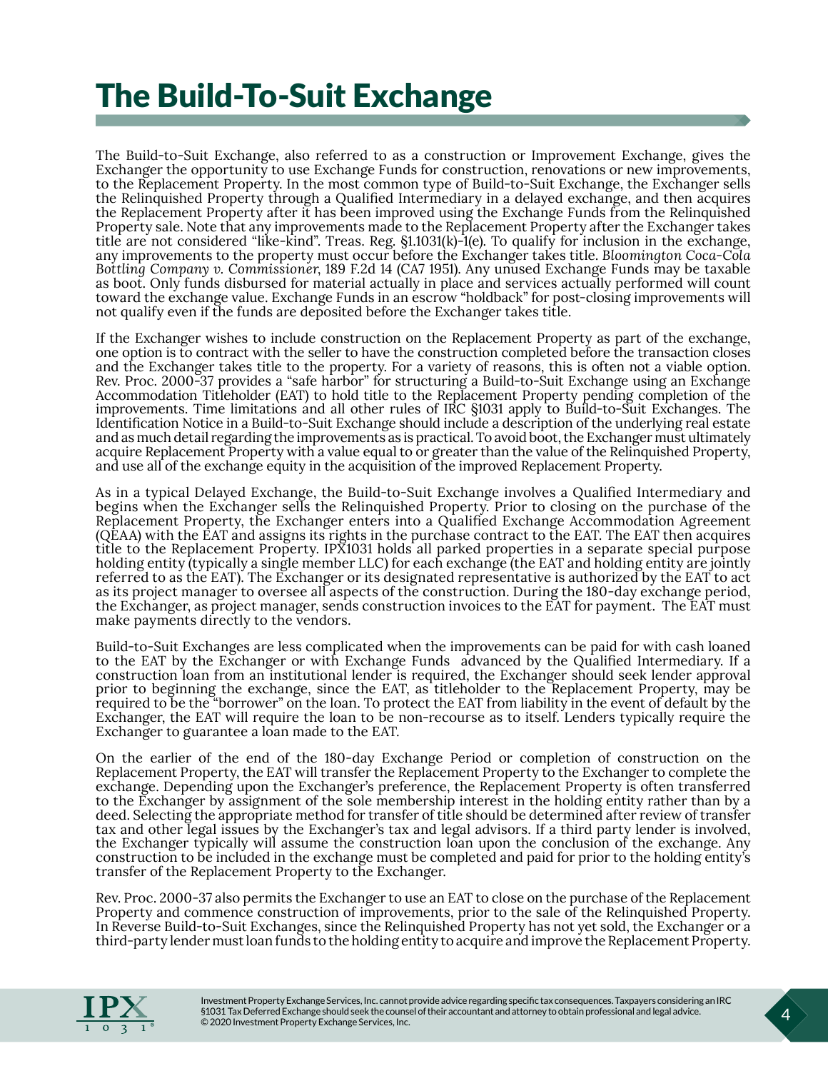# The Build-To-Suit Exchange

The Build-to-Suit Exchange, also referred to as a construction or Improvement Exchange, gives the Exchanger the opportunity to use Exchange Funds for construction, renovations or new improvements, to the Replacement Property. In the most common type of Build-to-Suit Exchange, the Exchanger sells the Relinquished Property through a Qualified Intermediary in a delayed exchange, and then acquires the Replacement Property after it has been improved using the Exchange Funds from the Relinquished Property sale. Note that any improvements made to the Replacement Property after the Exchanger takes title are not considered "like-kind". Treas. Reg. §1.1031(k)-1(e). To qualify for inclusion in the exchange, any improvements to the property must occur before the Exchanger takes title. *Bloomington Coca-Cola Bottling Company v. Commissioner*, 189 F.2d 14 (CA7 1951). Any unused Exchange Funds may be taxable as boot. Only funds disbursed for material actually in place and services actually performed will count toward the exchange value. Exchange Funds in an escrow "holdback" for post-closing improvements will not qualify even if the funds are deposited before the Exchanger takes title.

If the Exchanger wishes to include construction on the Replacement Property as part of the exchange, one option is to contract with the seller to have the construction completed before the transaction closes and the Exchanger takes title to the property. For a variety of reasons, this is often not a viable option. Rev. Proc. 2000-37 provides a "safe harbor" for structuring a Build-to-Suit Exchange using an Exchange Accommodation Titleholder (EAT) to hold title to the Replacement Property pending completion of the improvements. Time limitations and all other rules of IRC §1031 apply to Build-to-Suit Exchanges. The Identification Notice in a Build-to-Suit Exchange should include a description of the underlying real estate and as much detail regarding the improvements as is practical. To avoid boot, the Exchanger must ultimately acquire Replacement Property with a value equal to or greater than the value of the Relinquished Property, and use all of the exchange equity in the acquisition of the improved Replacement Property.

As in a typical Delayed Exchange, the Build-to-Suit Exchange involves a Qualified Intermediary and begins when the Exchanger sells the Relinquished Property. Prior to closing on the purchase of the Replacement Property, the Exchanger enters into a Qualified Exchange Accommodation Agreement (QEAA) with the EAT and assigns its rights in the purchase contract to the EAT. The EAT then acquires title to the Replacement Property. IPX1031 holds all parked properties in a separate special purpose holding entity (typically a single member LLC) for each exchange (the EAT and holding entity are jointly referred to as the EAT). The Exchanger or its designated representative is authorized by the EAT to act as its project manager to oversee all aspects of the construction. During the 180-day exchange period, the Exchanger, as project manager, sends construction invoices to the EAT for payment. The EAT must make payments directly to the vendors.

Build-to-Suit Exchanges are less complicated when the improvements can be paid for with cash loaned to the EAT by the Exchanger or with Exchange Funds advanced by the Qualified Intermediary. If a construction loan from an institutional lender is required, the Exchanger should seek lender approval prior to beginning the exchange, since the EAT, as titleholder to the Replacement Property, may be required to be the "borrower" on the loan. To protect the EAT from liability in the event of default by the Exchanger, the EAT will require the loan to be non-recourse as to itself. Lenders typically require the Exchanger to guarantee a loan made to the EAT.

On the earlier of the end of the 180-day Exchange Period or completion of construction on the Replacement Property, the EAT will transfer the Replacement Property to the Exchanger to complete the exchange. Depending upon the Exchanger's preference, the Replacement Property is often transferred to the Exchanger by assignment of the sole membership interest in the holding entity rather than by a deed. Selecting the appropriate method for transfer of title should be determined after review of transfer tax and other legal issues by the Exchanger's tax and legal advisors. If a third party lender is involved, the Exchanger typically will assume the construction loan upon the conclusion of the exchange. Any construction to be included in the exchange must be completed and paid for prior to the holding entity's transfer of the Replacement Property to the Exchanger.

Rev. Proc. 2000-37 also permits the Exchanger to use an EAT to close on the purchase of the Replacement Property and commence construction of improvements, prior to the sale of the Relinquished Property. In Reverse Build-to-Suit Exchanges, since the Relinquished Property has not yet sold, the Exchanger or a third-party lender must loan funds to the holding entity to acquire and improve the Replacement Property.

Investment Property Exchange Services, Inc. cannot provide advice regarding specific tax consequences. Taxpayers considering an IRC §1031 Tax Deferred Exchange should seek the counsel of their accountant and attorney to obtain professional and legal advice.
© 2020 Investment Property Exchange Services, Inc.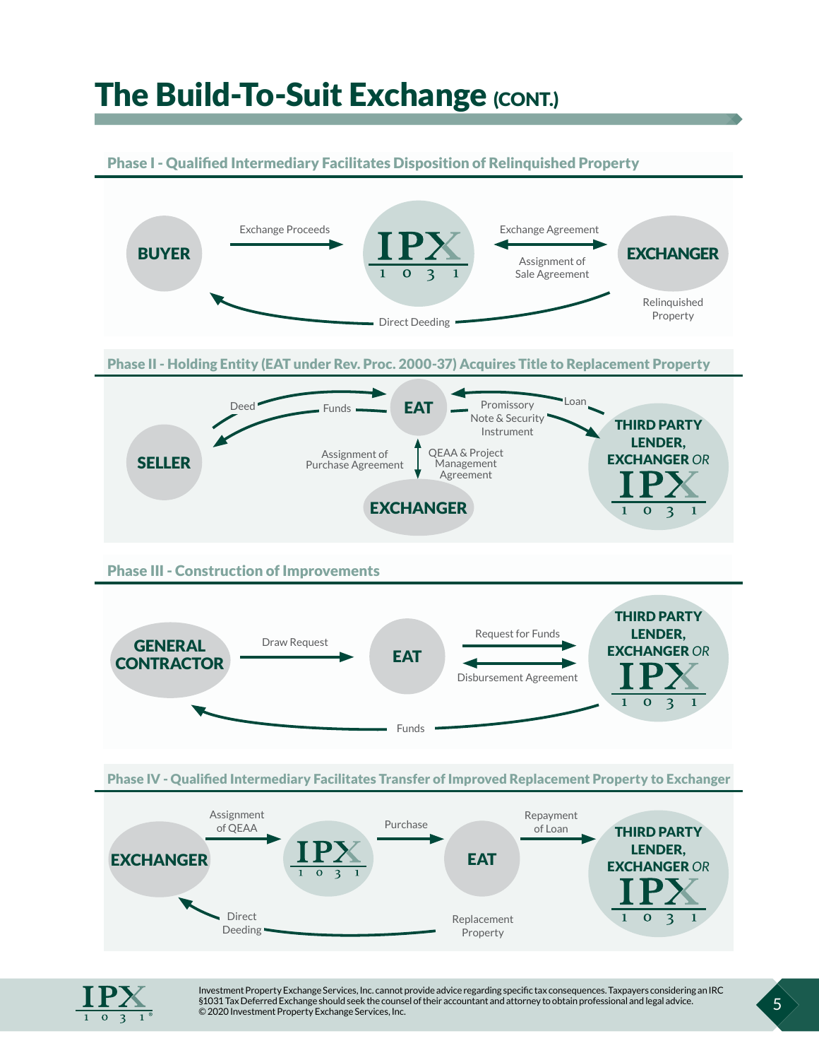# The Build-To-Suit Exchange (CONT.)

## Phase I - Qualified Intermediary Facilitates Disposition of Relinquished Property

BUYER

Exchange Proceeds

IPX 1031

Exchange Agreement

Assignment of Sale Agreement

EXCHANGER

Relinquished Property

Direct Deeding

## Phase II - Holding Entity (EAT under Rev. Proc. 2000-37) Acquires Title to Replacement Property

SELLER

Deed

Funds

EAT

Promissory Note & Security Instrument

Loan

THIRD PARTY LENDER, EXCHANGER *OR* IPX 1031

Assignment of Purchase Agreement

QEAA & Project Management Agreement

EXCHANGER

## Phase III - Construction of Improvements

GENERAL CONTRACTOR

Draw Request

EAT

Request for Funds

Disbursement Agreement

THIRD PARTY LENDER, EXCHANGER *OR* IPX 1031

Funds

## Phase IV - Qualified Intermediary Facilitates Transfer of Improved Replacement Property to Exchanger

EXCHANGER

Assignment of QEAA

IPX 1031

Purchase

EAT

Repayment of Loan

THIRD PARTY LENDER, EXCHANGER *OR* IPX 1031

Direct Deeding

Replacement Property

Investment Property Exchange Services, Inc. cannot provide advice regarding specific tax consequences. Taxpayers considering an IRC §1031 Tax Deferred Exchange should seek the counsel of their accountant and attorney to obtain professional and legal advice. © 2020 Investment Property Exchange Services, Inc.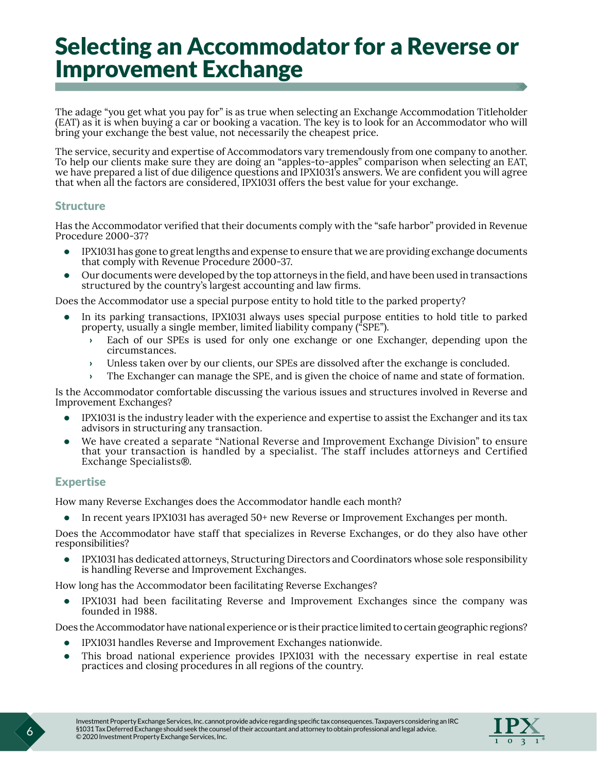# Selecting an Accommodator for a Reverse or Improvement Exchange

The adage "you get what you pay for" is as true when selecting an Exchange Accommodation Titleholder (EAT) as it is when buying a car or booking a vacation. The key is to look for an Accommodator who will bring your exchange the best value, not necessarily the cheapest price.

The service, security and expertise of Accommodators vary tremendously from one company to another. To help our clients make sure they are doing an "apples-to-apples" comparison when selecting an EAT, we have prepared a list of due diligence questions and IPX1031's answers. We are confident you will agree that when all the factors are considered, IPX1031 offers the best value for your exchange.

## Structure

Has the Accommodator verified that their documents comply with the "safe harbor" provided in Revenue Procedure 2000-37?

- IPX1031 has gone to great lengths and expense to ensure that we are providing exchange documents that comply with Revenue Procedure 2000-37.
- Our documents were developed by the top attorneys in the field, and have been used in transactions structured by the country's largest accounting and law firms.

Does the Accommodator use a special purpose entity to hold title to the parked property?

- In its parking transactions, IPX1031 always uses special purpose entities to hold title to parked property, usually a single member, limited liability company ("SPE").
  - Each of our SPEs is used for only one exchange or one Exchanger, depending upon the circumstances.
  - Unless taken over by our clients, our SPEs are dissolved after the exchange is concluded.
  - The Exchanger can manage the SPE, and is given the choice of name and state of formation.

Is the Accommodator comfortable discussing the various issues and structures involved in Reverse and Improvement Exchanges?

- IPX1031 is the industry leader with the experience and expertise to assist the Exchanger and its tax advisors in structuring any transaction.
- We have created a separate "National Reverse and Improvement Exchange Division" to ensure that your transaction is handled by a specialist. The staff includes attorneys and Certified Exchange Specialists®.

## Expertise

How many Reverse Exchanges does the Accommodator handle each month?

- In recent years IPX1031 has averaged 50+ new Reverse or Improvement Exchanges per month.

Does the Accommodator have staff that specializes in Reverse Exchanges, or do they also have other responsibilities?

- IPX1031 has dedicated attorneys, Structuring Directors and Coordinators whose sole responsibility is handling Reverse and Improvement Exchanges.

How long has the Accommodator been facilitating Reverse Exchanges?

- IPX1031 had been facilitating Reverse and Improvement Exchanges since the company was founded in 1988.

Does the Accommodator have national experience or is their practice limited to certain geographic regions?

- IPX1031 handles Reverse and Improvement Exchanges nationwide.
- This broad national experience provides IPX1031 with the necessary expertise in real estate practices and closing procedures in all regions of the country.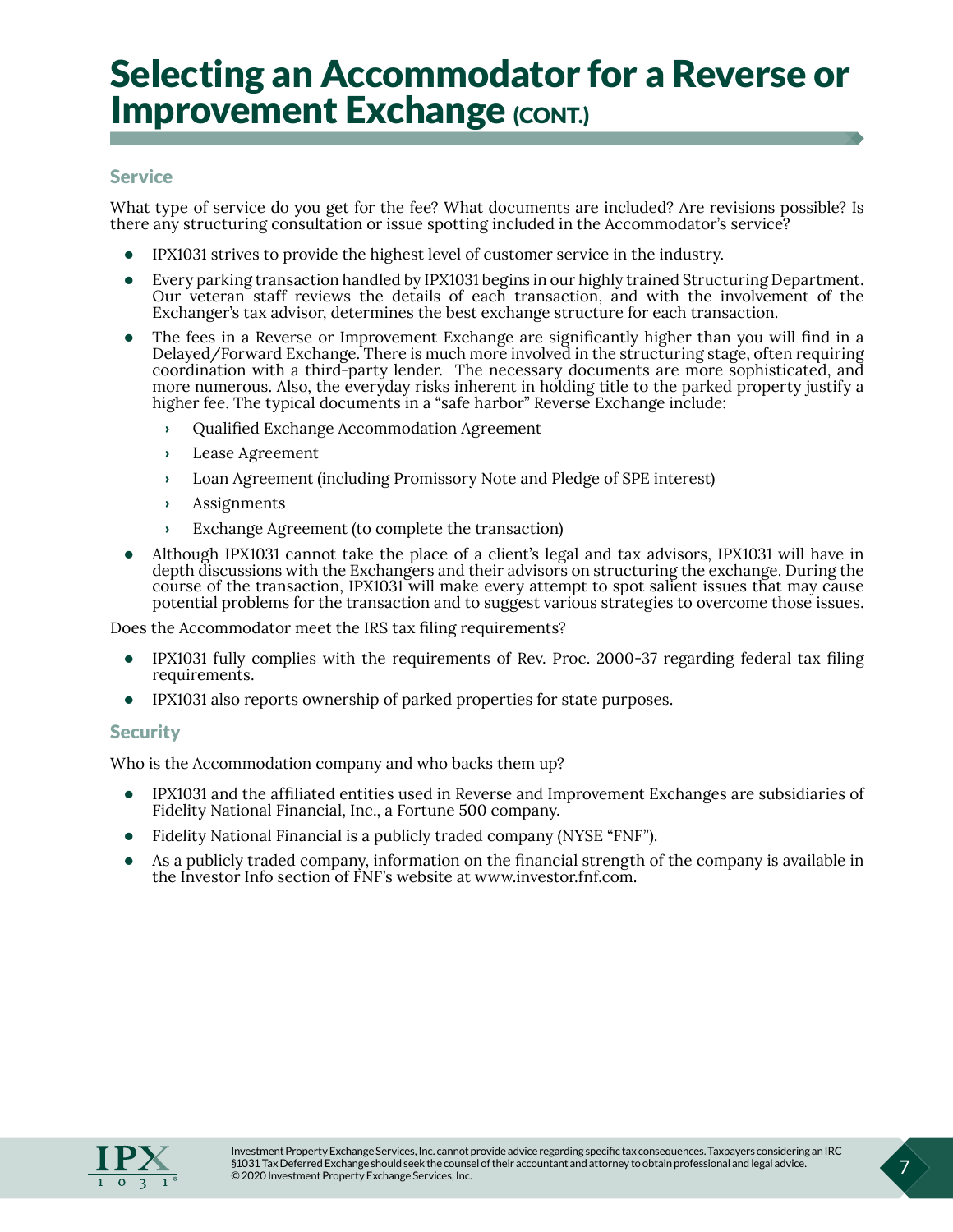# Selecting an Accommodator for a Reverse or Improvement Exchange (CONT.)

## Service

What type of service do you get for the fee? What documents are included? Are revisions possible? Is there any structuring consultation or issue spotting included in the Accommodator's service?

- IPX1031 strives to provide the highest level of customer service in the industry.
- Every parking transaction handled by IPX1031 begins in our highly trained Structuring Department. Our veteran staff reviews the details of each transaction, and with the involvement of the Exchanger's tax advisor, determines the best exchange structure for each transaction.
- The fees in a Reverse or Improvement Exchange are significantly higher than you will find in a Delayed/Forward Exchange. There is much more involved in the structuring stage, often requiring coordination with a third-party lender. The necessary documents are more sophisticated, and more numerous. Also, the everyday risks inherent in holding title to the parked property justify a higher fee. The typical documents in a "safe harbor" Reverse Exchange include:
  - Qualified Exchange Accommodation Agreement
  - Lease Agreement
  - Loan Agreement (including Promissory Note and Pledge of SPE interest)
  - Assignments
  - Exchange Agreement (to complete the transaction)
- Although IPX1031 cannot take the place of a client's legal and tax advisors, IPX1031 will have in depth discussions with the Exchangers and their advisors on structuring the exchange. During the course of the transaction, IPX1031 will make every attempt to spot salient issues that may cause potential problems for the transaction and to suggest various strategies to overcome those issues.

Does the Accommodator meet the IRS tax filing requirements?

- IPX1031 fully complies with the requirements of Rev. Proc. 2000-37 regarding federal tax filing requirements.
- IPX1031 also reports ownership of parked properties for state purposes.

## Security

Who is the Accommodation company and who backs them up?

- IPX1031 and the affiliated entities used in Reverse and Improvement Exchanges are subsidiaries of Fidelity National Financial, Inc., a Fortune 500 company.
- Fidelity National Financial is a publicly traded company (NYSE "FNF").
- As a publicly traded company, information on the financial strength of the company is available in the Investor Info section of FNF's website at www.investor.fnf.com.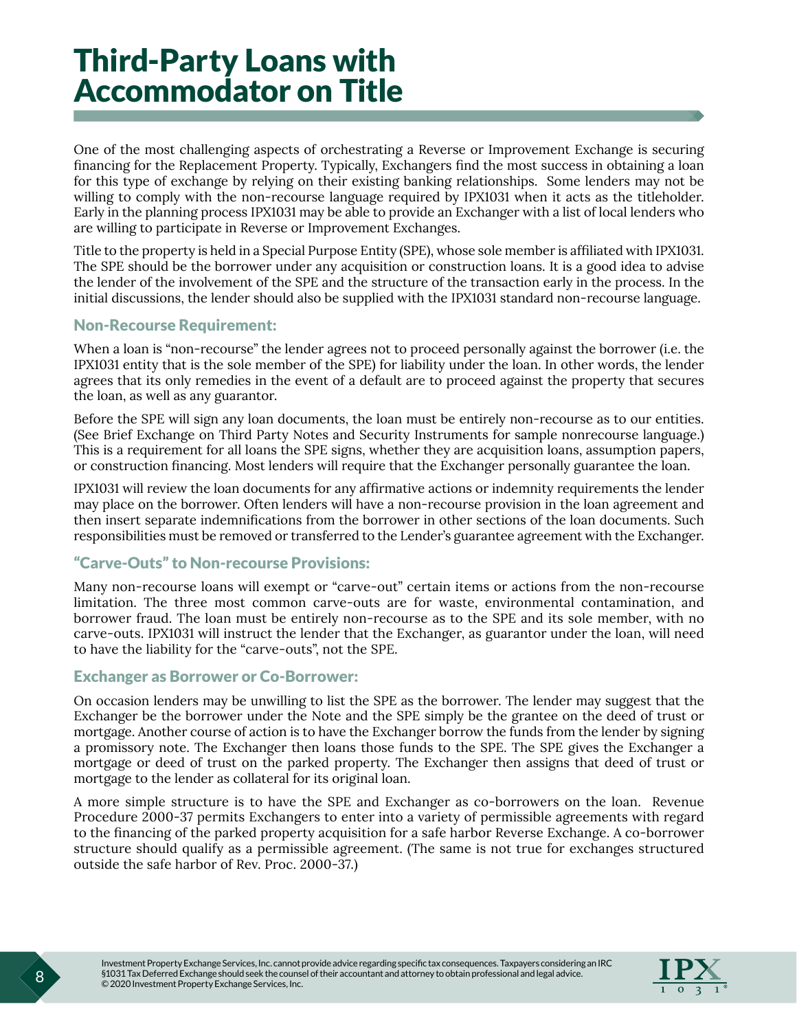# Third-Party Loans with Accommodator on Title

One of the most challenging aspects of orchestrating a Reverse or Improvement Exchange is securing financing for the Replacement Property. Typically, Exchangers find the most success in obtaining a loan for this type of exchange by relying on their existing banking relationships. Some lenders may not be willing to comply with the non-recourse language required by IPX1031 when it acts as the titleholder. Early in the planning process IPX1031 may be able to provide an Exchanger with a list of local lenders who are willing to participate in Reverse or Improvement Exchanges.

Title to the property is held in a Special Purpose Entity (SPE), whose sole member is affiliated with IPX1031. The SPE should be the borrower under any acquisition or construction loans. It is a good idea to advise the lender of the involvement of the SPE and the structure of the transaction early in the process. In the initial discussions, the lender should also be supplied with the IPX1031 standard non-recourse language.

## Non-Recourse Requirement:

When a loan is "non-recourse" the lender agrees not to proceed personally against the borrower (i.e. the IPX1031 entity that is the sole member of the SPE) for liability under the loan. In other words, the lender agrees that its only remedies in the event of a default are to proceed against the property that secures the loan, as well as any guarantor.

Before the SPE will sign any loan documents, the loan must be entirely non-recourse as to our entities. (See Brief Exchange on Third Party Notes and Security Instruments for sample nonrecourse language.) This is a requirement for all loans the SPE signs, whether they are acquisition loans, assumption papers, or construction financing. Most lenders will require that the Exchanger personally guarantee the loan.

IPX1031 will review the loan documents for any affirmative actions or indemnity requirements the lender may place on the borrower. Often lenders will have a non-recourse provision in the loan agreement and then insert separate indemnifications from the borrower in other sections of the loan documents. Such responsibilities must be removed or transferred to the Lender's guarantee agreement with the Exchanger.

## "Carve-Outs" to Non-recourse Provisions:

Many non-recourse loans will exempt or "carve-out" certain items or actions from the non-recourse limitation. The three most common carve-outs are for waste, environmental contamination, and borrower fraud. The loan must be entirely non-recourse as to the SPE and its sole member, with no carve-outs. IPX1031 will instruct the lender that the Exchanger, as guarantor under the loan, will need to have the liability for the "carve-outs", not the SPE.

## Exchanger as Borrower or Co-Borrower:

On occasion lenders may be unwilling to list the SPE as the borrower. The lender may suggest that the Exchanger be the borrower under the Note and the SPE simply be the grantee on the deed of trust or mortgage. Another course of action is to have the Exchanger borrow the funds from the lender by signing a promissory note. The Exchanger then loans those funds to the SPE. The SPE gives the Exchanger a mortgage or deed of trust on the parked property. The Exchanger then assigns that deed of trust or mortgage to the lender as collateral for its original loan.

A more simple structure is to have the SPE and Exchanger as co-borrowers on the loan. Revenue Procedure 2000-37 permits Exchangers to enter into a variety of permissible agreements with regard to the financing of the parked property acquisition for a safe harbor Reverse Exchange. A co-borrower structure should qualify as a permissible agreement. (The same is not true for exchanges structured outside the safe harbor of Rev. Proc. 2000-37.)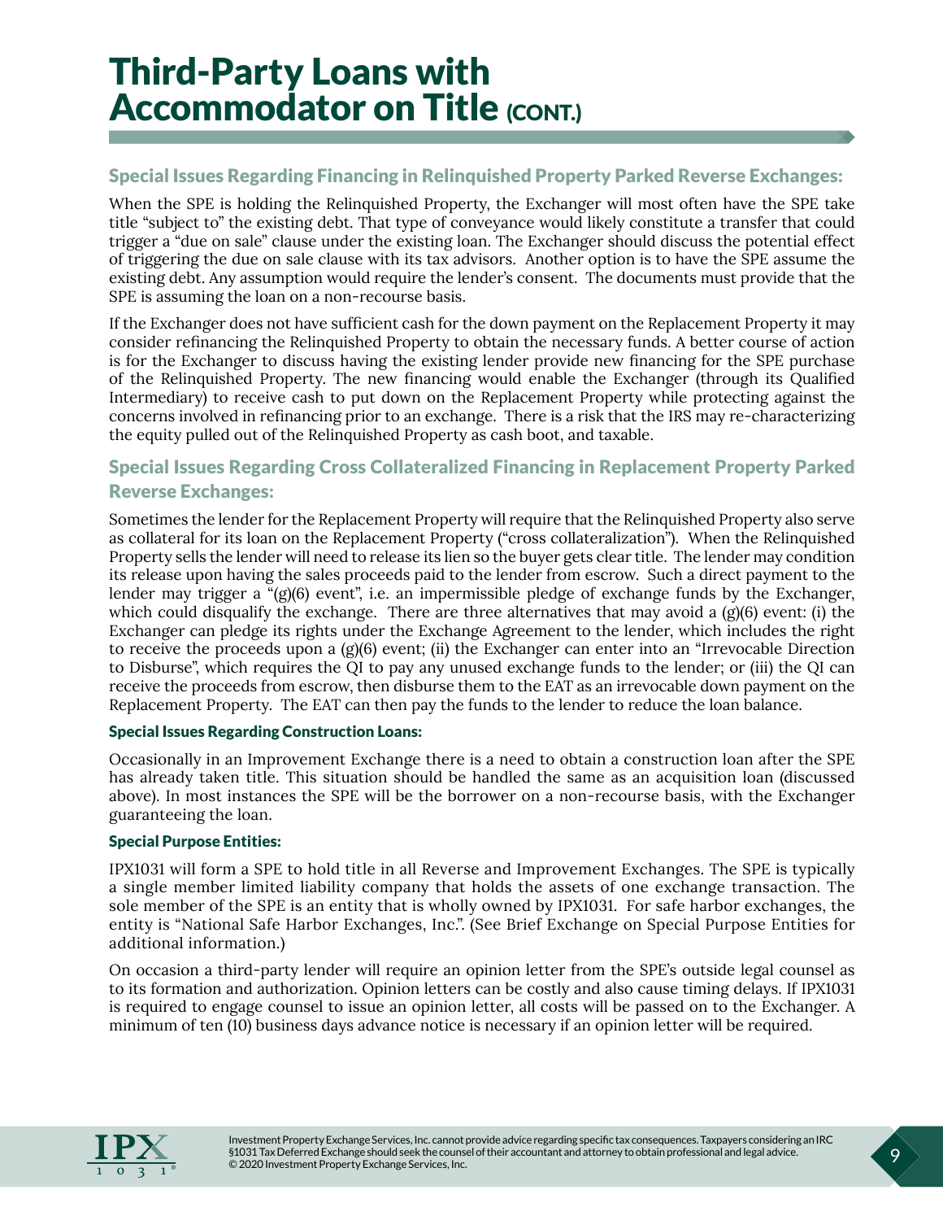# Third-Party Loans with Accommodator on Title (CONT.)

## Special Issues Regarding Financing in Relinquished Property Parked Reverse Exchanges:

When the SPE is holding the Relinquished Property, the Exchanger will most often have the SPE take title "subject to" the existing debt. That type of conveyance would likely constitute a transfer that could trigger a "due on sale" clause under the existing loan. The Exchanger should discuss the potential effect of triggering the due on sale clause with its tax advisors. Another option is to have the SPE assume the existing debt. Any assumption would require the lender's consent. The documents must provide that the SPE is assuming the loan on a non-recourse basis.

If the Exchanger does not have sufficient cash for the down payment on the Replacement Property it may consider refinancing the Relinquished Property to obtain the necessary funds. A better course of action is for the Exchanger to discuss having the existing lender provide new financing for the SPE purchase of the Relinquished Property. The new financing would enable the Exchanger (through its Qualified Intermediary) to receive cash to put down on the Replacement Property while protecting against the concerns involved in refinancing prior to an exchange. There is a risk that the IRS may re-characterizing the equity pulled out of the Relinquished Property as cash boot, and taxable.

## Special Issues Regarding Cross Collateralized Financing in Replacement Property Parked Reverse Exchanges:

Sometimes the lender for the Replacement Property will require that the Relinquished Property also serve as collateral for its loan on the Replacement Property ("cross collateralization"). When the Relinquished Property sells the lender will need to release its lien so the buyer gets clear title. The lender may condition its release upon having the sales proceeds paid to the lender from escrow. Such a direct payment to the lender may trigger a "(g)(6) event", i.e. an impermissible pledge of exchange funds by the Exchanger, which could disqualify the exchange. There are three alternatives that may avoid a (g)(6) event: (i) the Exchanger can pledge its rights under the Exchange Agreement to the lender, which includes the right to receive the proceeds upon a (g)(6) event; (ii) the Exchanger can enter into an "Irrevocable Direction to Disburse", which requires the QI to pay any unused exchange funds to the lender; or (iii) the QI can receive the proceeds from escrow, then disburse them to the EAT as an irrevocable down payment on the Replacement Property. The EAT can then pay the funds to the lender to reduce the loan balance.

### Special Issues Regarding Construction Loans:

Occasionally in an Improvement Exchange there is a need to obtain a construction loan after the SPE has already taken title. This situation should be handled the same as an acquisition loan (discussed above). In most instances the SPE will be the borrower on a non-recourse basis, with the Exchanger guaranteeing the loan.

### Special Purpose Entities:

IPX1031 will form a SPE to hold title in all Reverse and Improvement Exchanges. The SPE is typically a single member limited liability company that holds the assets of one exchange transaction. The sole member of the SPE is an entity that is wholly owned by IPX1031. For safe harbor exchanges, the entity is "National Safe Harbor Exchanges, Inc.". (See Brief Exchange on Special Purpose Entities for additional information.)

On occasion a third-party lender will require an opinion letter from the SPE's outside legal counsel as to its formation and authorization. Opinion letters can be costly and also cause timing delays. If IPX1031 is required to engage counsel to issue an opinion letter, all costs will be passed on to the Exchanger. A minimum of ten (10) business days advance notice is necessary if an opinion letter will be required.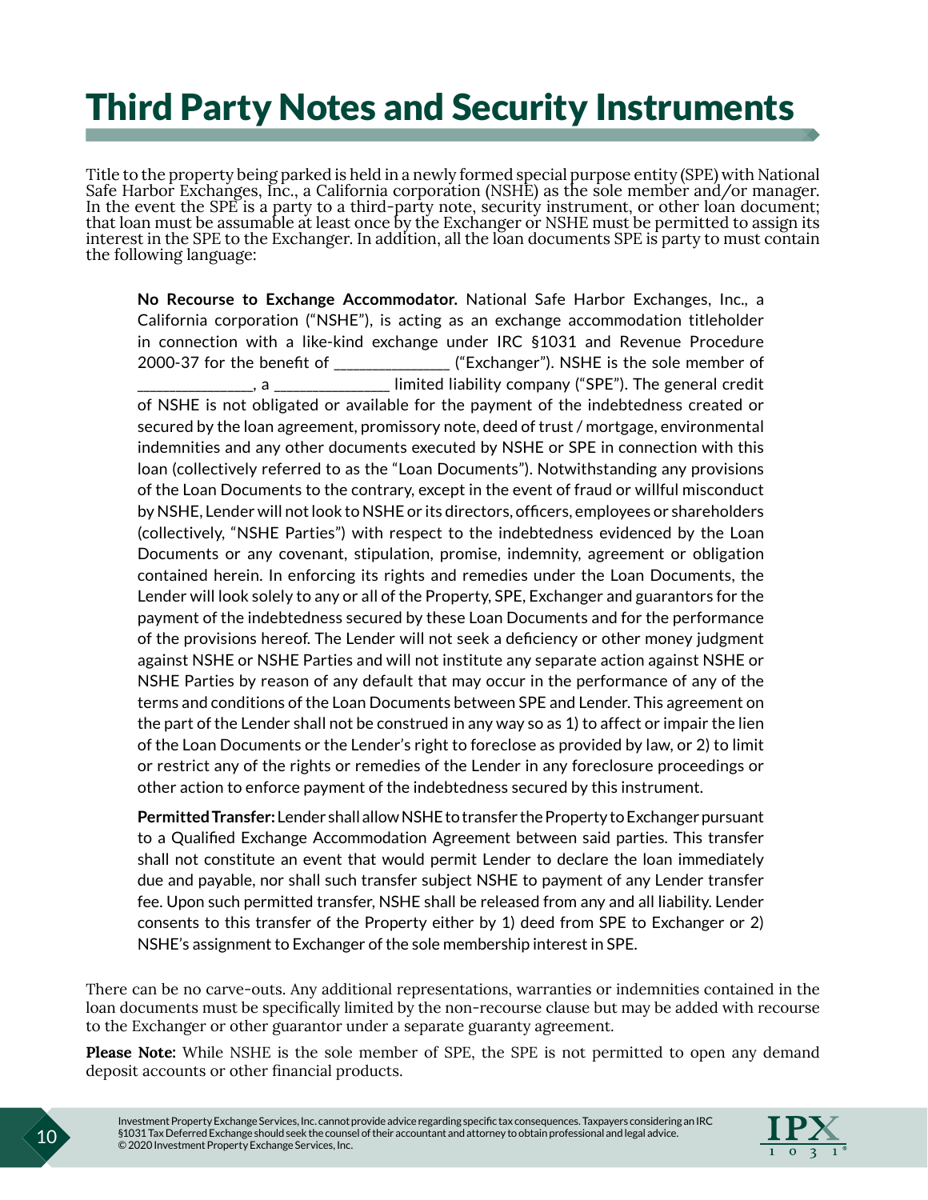# Third Party Notes and Security Instruments

Title to the property being parked is held in a newly formed special purpose entity (SPE) with National Safe Harbor Exchanges, Inc., a California corporation (NSHE) as the sole member and/or manager. In the event the SPE is a party to a third-party note, security instrument, or other loan document; that loan must be assumable at least once by the Exchanger or NSHE must be permitted to assign its interest in the SPE to the Exchanger. In addition, all the loan documents SPE is party to must contain the following language:

> **No Recourse to Exchange Accommodator.** National Safe Harbor Exchanges, Inc., a California corporation ("NSHE"), is acting as an exchange accommodation titleholder in connection with a like-kind exchange under IRC §1031 and Revenue Procedure 2000-37 for the benefit of _______________ ("Exchanger"). NSHE is the sole member of _______________, a _______________ limited liability company ("SPE"). The general credit of NSHE is not obligated or available for the payment of the indebtedness created or secured by the loan agreement, promissory note, deed of trust / mortgage, environmental indemnities and any other documents executed by NSHE or SPE in connection with this loan (collectively referred to as the "Loan Documents"). Notwithstanding any provisions of the Loan Documents to the contrary, except in the event of fraud or willful misconduct by NSHE, Lender will not look to NSHE or its directors, officers, employees or shareholders (collectively, "NSHE Parties") with respect to the indebtedness evidenced by the Loan Documents or any covenant, stipulation, promise, indemnity, agreement or obligation contained herein. In enforcing its rights and remedies under the Loan Documents, the Lender will look solely to any or all of the Property, SPE, Exchanger and guarantors for the payment of the indebtedness secured by these Loan Documents and for the performance of the provisions hereof. The Lender will not seek a deficiency or other money judgment against NSHE or NSHE Parties and will not institute any separate action against NSHE or NSHE Parties by reason of any default that may occur in the performance of any of the terms and conditions of the Loan Documents between SPE and Lender. This agreement on the part of the Lender shall not be construed in any way so as 1) to affect or impair the lien of the Loan Documents or the Lender's right to foreclose as provided by law, or 2) to limit or restrict any of the rights or remedies of the Lender in any foreclosure proceedings or other action to enforce payment of the indebtedness secured by this instrument.
>
> **Permitted Transfer:** Lender shall allow NSHE to transfer the Property to Exchanger pursuant to a Qualified Exchange Accommodation Agreement between said parties. This transfer shall not constitute an event that would permit Lender to declare the loan immediately due and payable, nor shall such transfer subject NSHE to payment of any Lender transfer fee. Upon such permitted transfer, NSHE shall be released from any and all liability. Lender consents to this transfer of the Property either by 1) deed from SPE to Exchanger or 2) NSHE's assignment to Exchanger of the sole membership interest in SPE.

There can be no carve-outs. Any additional representations, warranties or indemnities contained in the loan documents must be specifically limited by the non-recourse clause but may be added with recourse to the Exchanger or other guarantor under a separate guaranty agreement.

**Please Note:** While NSHE is the sole member of SPE, the SPE is not permitted to open any demand deposit accounts or other financial products.

Investment Property Exchange Services, Inc. cannot provide advice regarding specific tax consequences. Taxpayers considering an IRC §1031 Tax Deferred Exchange should seek the counsel of their accountant and attorney to obtain professional and legal advice.
© 2020 Investment Property Exchange Services, Inc.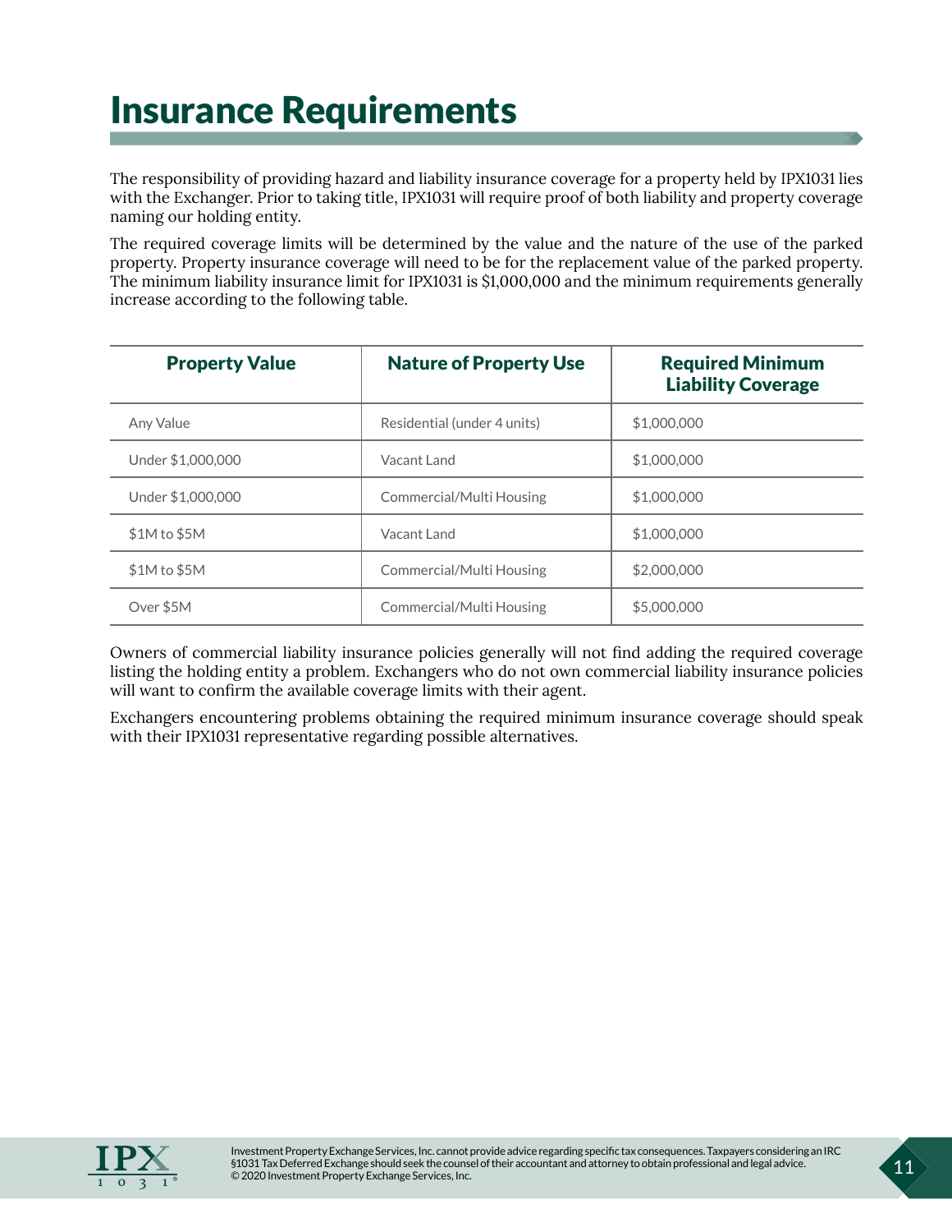# Insurance Requirements

The responsibility of providing hazard and liability insurance coverage for a property held by IPX1031 lies with the Exchanger. Prior to taking title, IPX1031 will require proof of both liability and property coverage naming our holding entity.

The required coverage limits will be determined by the value and the nature of the use of the parked property. Property insurance coverage will need to be for the replacement value of the parked property. The minimum liability insurance limit for IPX1031 is $1,000,000 and the minimum requirements generally increase according to the following table.

| Property Value | Nature of Property Use | Required Minimum Liability Coverage |
|---|---|---|
| Any Value | Residential (under 4 units) | $1,000,000 |
| Under $1,000,000 | Vacant Land | $1,000,000 |
| Under $1,000,000 | Commercial/Multi Housing | $1,000,000 |
| $1M to $5M | Vacant Land | $1,000,000 |
| $1M to $5M | Commercial/Multi Housing | $2,000,000 |
| Over $5M | Commercial/Multi Housing | $5,000,000 |

Owners of commercial liability insurance policies generally will not find adding the required coverage listing the holding entity a problem. Exchangers who do not own commercial liability insurance policies will want to confirm the available coverage limits with their agent.

Exchangers encountering problems obtaining the required minimum insurance coverage should speak with their IPX1031 representative regarding possible alternatives.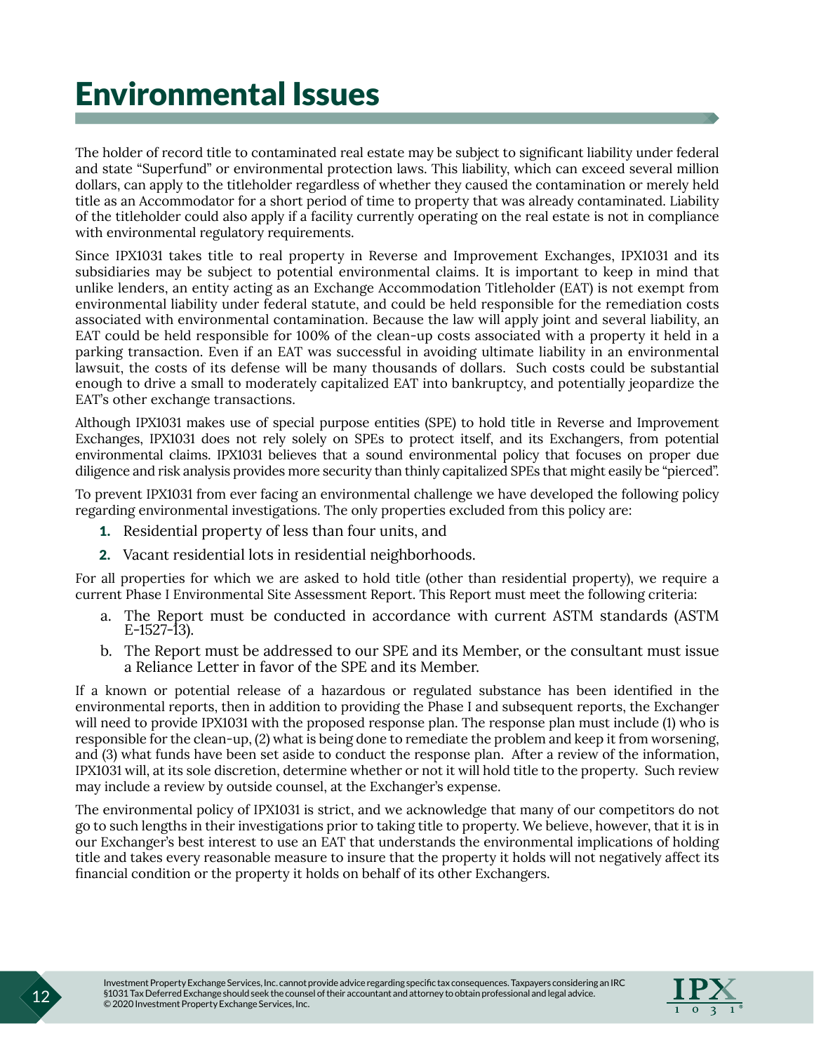# Environmental Issues

The holder of record title to contaminated real estate may be subject to significant liability under federal and state "Superfund" or environmental protection laws. This liability, which can exceed several million dollars, can apply to the titleholder regardless of whether they caused the contamination or merely held title as an Accommodator for a short period of time to property that was already contaminated. Liability of the titleholder could also apply if a facility currently operating on the real estate is not in compliance with environmental regulatory requirements.

Since IPX1031 takes title to real property in Reverse and Improvement Exchanges, IPX1031 and its subsidiaries may be subject to potential environmental claims. It is important to keep in mind that unlike lenders, an entity acting as an Exchange Accommodation Titleholder (EAT) is not exempt from environmental liability under federal statute, and could be held responsible for the remediation costs associated with environmental contamination. Because the law will apply joint and several liability, an EAT could be held responsible for 100% of the clean-up costs associated with a property it held in a parking transaction. Even if an EAT was successful in avoiding ultimate liability in an environmental lawsuit, the costs of its defense will be many thousands of dollars. Such costs could be substantial enough to drive a small to moderately capitalized EAT into bankruptcy, and potentially jeopardize the EAT's other exchange transactions.

Although IPX1031 makes use of special purpose entities (SPE) to hold title in Reverse and Improvement Exchanges, IPX1031 does not rely solely on SPEs to protect itself, and its Exchangers, from potential environmental claims. IPX1031 believes that a sound environmental policy that focuses on proper due diligence and risk analysis provides more security than thinly capitalized SPEs that might easily be "pierced".

To prevent IPX1031 from ever facing an environmental challenge we have developed the following policy regarding environmental investigations. The only properties excluded from this policy are:

1. Residential property of less than four units, and
2. Vacant residential lots in residential neighborhoods.

For all properties for which we are asked to hold title (other than residential property), we require a current Phase I Environmental Site Assessment Report. This Report must meet the following criteria:

a. The Report must be conducted in accordance with current ASTM standards (ASTM E-1527-13).
b. The Report must be addressed to our SPE and its Member, or the consultant must issue a Reliance Letter in favor of the SPE and its Member.

If a known or potential release of a hazardous or regulated substance has been identified in the environmental reports, then in addition to providing the Phase I and subsequent reports, the Exchanger will need to provide IPX1031 with the proposed response plan. The response plan must include (1) who is responsible for the clean-up, (2) what is being done to remediate the problem and keep it from worsening, and (3) what funds have been set aside to conduct the response plan. After a review of the information, IPX1031 will, at its sole discretion, determine whether or not it will hold title to the property. Such review may include a review by outside counsel, at the Exchanger's expense.

The environmental policy of IPX1031 is strict, and we acknowledge that many of our competitors do not go to such lengths in their investigations prior to taking title to property. We believe, however, that it is in our Exchanger's best interest to use an EAT that understands the environmental implications of holding title and takes every reasonable measure to insure that the property it holds will not negatively affect its financial condition or the property it holds on behalf of its other Exchangers.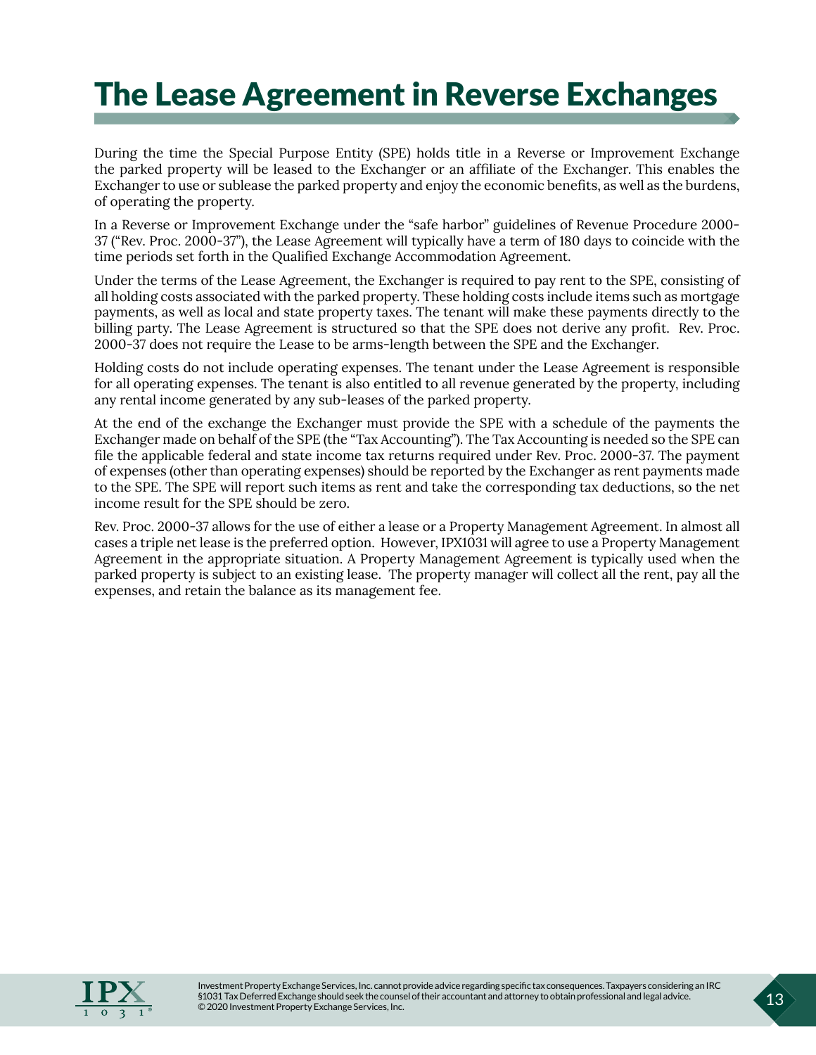# The Lease Agreement in Reverse Exchanges

During the time the Special Purpose Entity (SPE) holds title in a Reverse or Improvement Exchange the parked property will be leased to the Exchanger or an affiliate of the Exchanger. This enables the Exchanger to use or sublease the parked property and enjoy the economic benefits, as well as the burdens, of operating the property.

In a Reverse or Improvement Exchange under the "safe harbor" guidelines of Revenue Procedure 2000-37 ("Rev. Proc. 2000-37"), the Lease Agreement will typically have a term of 180 days to coincide with the time periods set forth in the Qualified Exchange Accommodation Agreement.

Under the terms of the Lease Agreement, the Exchanger is required to pay rent to the SPE, consisting of all holding costs associated with the parked property. These holding costs include items such as mortgage payments, as well as local and state property taxes. The tenant will make these payments directly to the billing party. The Lease Agreement is structured so that the SPE does not derive any profit. Rev. Proc. 2000-37 does not require the Lease to be arms-length between the SPE and the Exchanger.

Holding costs do not include operating expenses. The tenant under the Lease Agreement is responsible for all operating expenses. The tenant is also entitled to all revenue generated by the property, including any rental income generated by any sub-leases of the parked property.

At the end of the exchange the Exchanger must provide the SPE with a schedule of the payments the Exchanger made on behalf of the SPE (the "Tax Accounting"). The Tax Accounting is needed so the SPE can file the applicable federal and state income tax returns required under Rev. Proc. 2000-37. The payment of expenses (other than operating expenses) should be reported by the Exchanger as rent payments made to the SPE. The SPE will report such items as rent and take the corresponding tax deductions, so the net income result for the SPE should be zero.

Rev. Proc. 2000-37 allows for the use of either a lease or a Property Management Agreement. In almost all cases a triple net lease is the preferred option. However, IPX1031 will agree to use a Property Management Agreement in the appropriate situation. A Property Management Agreement is typically used when the parked property is subject to an existing lease. The property manager will collect all the rent, pay all the expenses, and retain the balance as its management fee.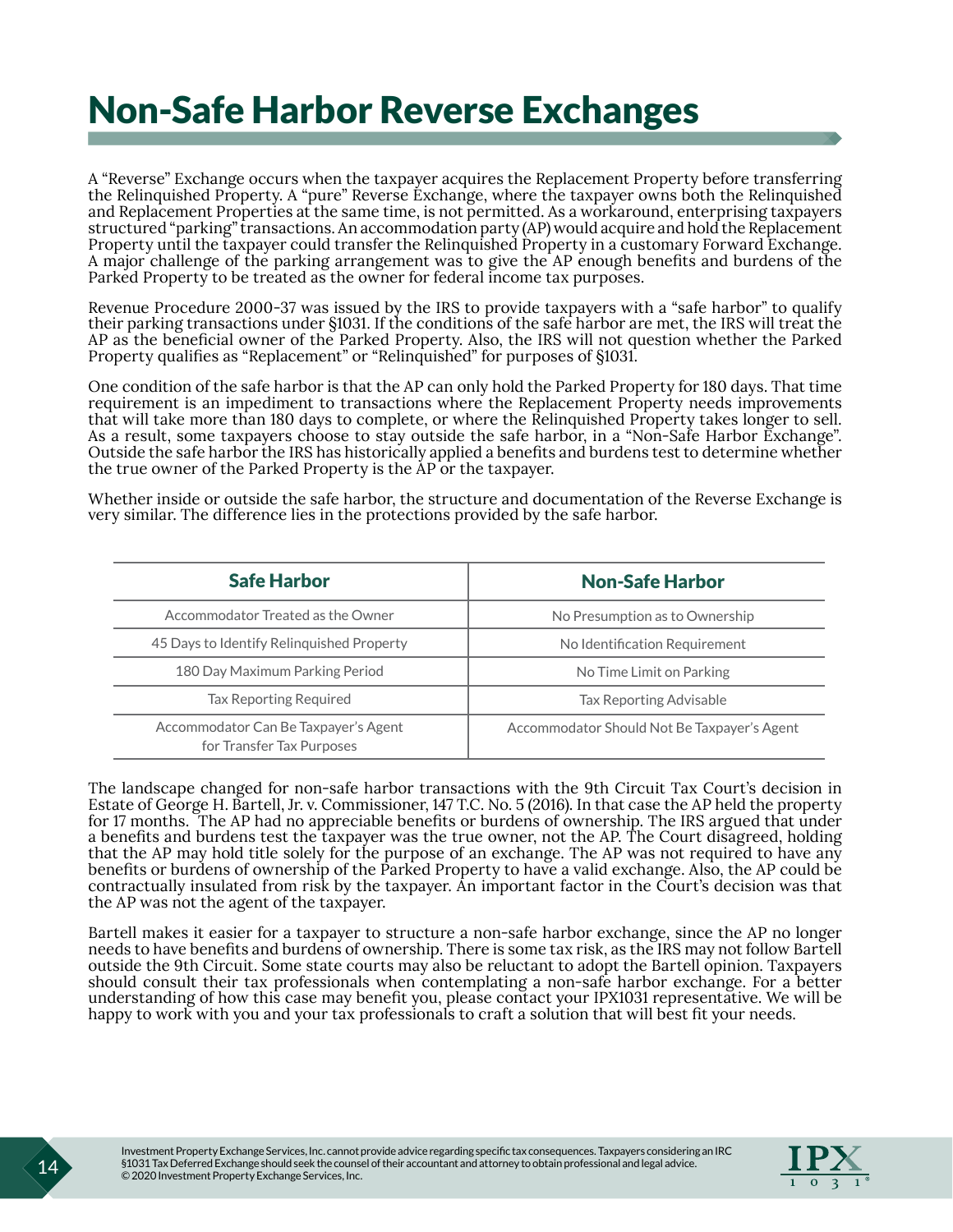# Non-Safe Harbor Reverse Exchanges

A "Reverse" Exchange occurs when the taxpayer acquires the Replacement Property before transferring the Relinquished Property. A "pure" Reverse Exchange, where the taxpayer owns both the Relinquished and Replacement Properties at the same time, is not permitted. As a workaround, enterprising taxpayers structured "parking" transactions. An accommodation party (AP) would acquire and hold the Replacement Property until the taxpayer could transfer the Relinquished Property in a customary Forward Exchange. A major challenge of the parking arrangement was to give the AP enough benefits and burdens of the Parked Property to be treated as the owner for federal income tax purposes.

Revenue Procedure 2000-37 was issued by the IRS to provide taxpayers with a "safe harbor" to qualify their parking transactions under §1031. If the conditions of the safe harbor are met, the IRS will treat the AP as the beneficial owner of the Parked Property. Also, the IRS will not question whether the Parked Property qualifies as "Replacement" or "Relinquished" for purposes of §1031.

One condition of the safe harbor is that the AP can only hold the Parked Property for 180 days. That time requirement is an impediment to transactions where the Replacement Property needs improvements that will take more than 180 days to complete, or where the Relinquished Property takes longer to sell. As a result, some taxpayers choose to stay outside the safe harbor, in a "Non-Safe Harbor Exchange". Outside the safe harbor the IRS has historically applied a benefits and burdens test to determine whether the true owner of the Parked Property is the AP or the taxpayer.

Whether inside or outside the safe harbor, the structure and documentation of the Reverse Exchange is very similar. The difference lies in the protections provided by the safe harbor.

| Safe Harbor | Non-Safe Harbor |
|---|---|
| Accommodator Treated as the Owner | No Presumption as to Ownership |
| 45 Days to Identify Relinquished Property | No Identification Requirement |
| 180 Day Maximum Parking Period | No Time Limit on Parking |
| Tax Reporting Required | Tax Reporting Advisable |
| Accommodator Can Be Taxpayer's Agent for Transfer Tax Purposes | Accommodator Should Not Be Taxpayer's Agent |

The landscape changed for non-safe harbor transactions with the 9th Circuit Tax Court's decision in Estate of George H. Bartell, Jr. v. Commissioner, 147 T.C. No. 5 (2016). In that case the AP held the property for 17 months. The AP had no appreciable benefits or burdens of ownership. The IRS argued that under a benefits and burdens test the taxpayer was the true owner, not the AP. The Court disagreed, holding that the AP may hold title solely for the purpose of an exchange. The AP was not required to have any benefits or burdens of ownership of the Parked Property to have a valid exchange. Also, the AP could be contractually insulated from risk by the taxpayer. An important factor in the Court's decision was that the AP was not the agent of the taxpayer.

Bartell makes it easier for a taxpayer to structure a non-safe harbor exchange, since the AP no longer needs to have benefits and burdens of ownership. There is some tax risk, as the IRS may not follow Bartell outside the 9th Circuit. Some state courts may also be reluctant to adopt the Bartell opinion. Taxpayers should consult their tax professionals when contemplating a non-safe harbor exchange. For a better understanding of how this case may benefit you, please contact your IPX1031 representative. We will be happy to work with you and your tax professionals to craft a solution that will best fit your needs.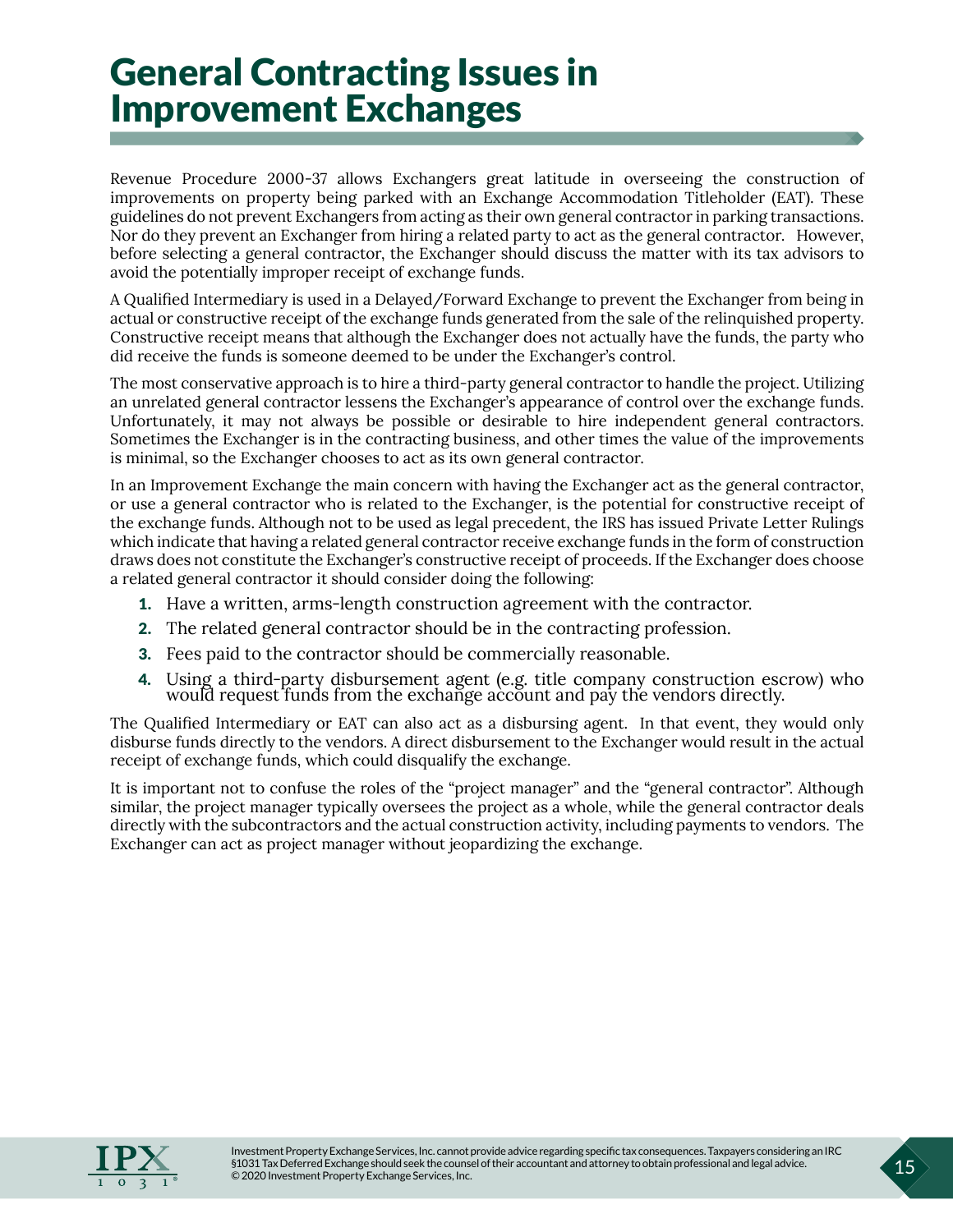# General Contracting Issues in Improvement Exchanges

Revenue Procedure 2000-37 allows Exchangers great latitude in overseeing the construction of improvements on property being parked with an Exchange Accommodation Titleholder (EAT). These guidelines do not prevent Exchangers from acting as their own general contractor in parking transactions. Nor do they prevent an Exchanger from hiring a related party to act as the general contractor. However, before selecting a general contractor, the Exchanger should discuss the matter with its tax advisors to avoid the potentially improper receipt of exchange funds.

A Qualified Intermediary is used in a Delayed/Forward Exchange to prevent the Exchanger from being in actual or constructive receipt of the exchange funds generated from the sale of the relinquished property. Constructive receipt means that although the Exchanger does not actually have the funds, the party who did receive the funds is someone deemed to be under the Exchanger's control.

The most conservative approach is to hire a third-party general contractor to handle the project. Utilizing an unrelated general contractor lessens the Exchanger's appearance of control over the exchange funds. Unfortunately, it may not always be possible or desirable to hire independent general contractors. Sometimes the Exchanger is in the contracting business, and other times the value of the improvements is minimal, so the Exchanger chooses to act as its own general contractor.

In an Improvement Exchange the main concern with having the Exchanger act as the general contractor, or use a general contractor who is related to the Exchanger, is the potential for constructive receipt of the exchange funds. Although not to be used as legal precedent, the IRS has issued Private Letter Rulings which indicate that having a related general contractor receive exchange funds in the form of construction draws does not constitute the Exchanger's constructive receipt of proceeds. If the Exchanger does choose a related general contractor it should consider doing the following:

1. Have a written, arms-length construction agreement with the contractor.
2. The related general contractor should be in the contracting profession.
3. Fees paid to the contractor should be commercially reasonable.
4. Using a third-party disbursement agent (e.g. title company construction escrow) who would request funds from the exchange account and pay the vendors directly.

The Qualified Intermediary or EAT can also act as a disbursing agent. In that event, they would only disburse funds directly to the vendors. A direct disbursement to the Exchanger would result in the actual receipt of exchange funds, which could disqualify the exchange.

It is important not to confuse the roles of the "project manager" and the "general contractor". Although similar, the project manager typically oversees the project as a whole, while the general contractor deals directly with the subcontractors and the actual construction activity, including payments to vendors. The Exchanger can act as project manager without jeopardizing the exchange.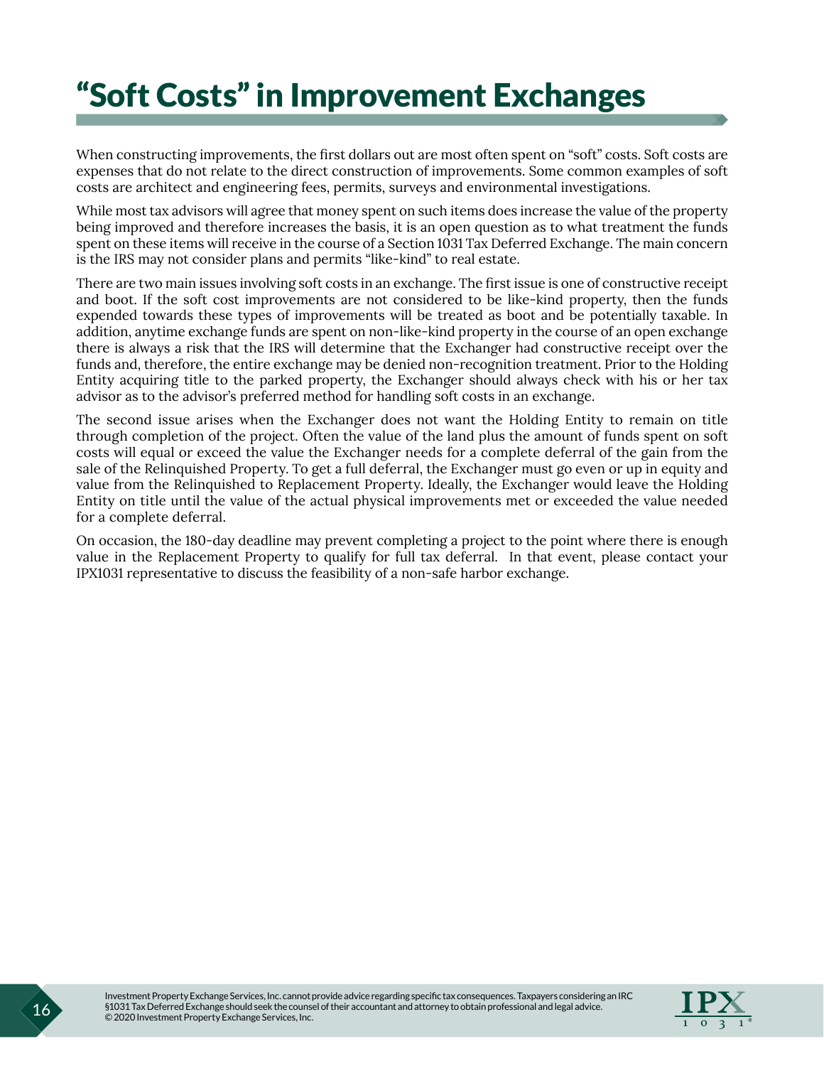# “Soft Costs” in Improvement Exchanges

When constructing improvements, the first dollars out are most often spent on “soft” costs. Soft costs are expenses that do not relate to the direct construction of improvements. Some common examples of soft costs are architect and engineering fees, permits, surveys and environmental investigations.

While most tax advisors will agree that money spent on such items does increase the value of the property being improved and therefore increases the basis, it is an open question as to what treatment the funds spent on these items will receive in the course of a Section 1031 Tax Deferred Exchange. The main concern is the IRS may not consider plans and permits “like-kind” to real estate.

There are two main issues involving soft costs in an exchange. The first issue is one of constructive receipt and boot. If the soft cost improvements are not considered to be like-kind property, then the funds expended towards these types of improvements will be treated as boot and be potentially taxable. In addition, anytime exchange funds are spent on non-like-kind property in the course of an open exchange there is always a risk that the IRS will determine that the Exchanger had constructive receipt over the funds and, therefore, the entire exchange may be denied non-recognition treatment. Prior to the Holding Entity acquiring title to the parked property, the Exchanger should always check with his or her tax advisor as to the advisor’s preferred method for handling soft costs in an exchange.

The second issue arises when the Exchanger does not want the Holding Entity to remain on title through completion of the project. Often the value of the land plus the amount of funds spent on soft costs will equal or exceed the value the Exchanger needs for a complete deferral of the gain from the sale of the Relinquished Property. To get a full deferral, the Exchanger must go even or up in equity and value from the Relinquished to Replacement Property. Ideally, the Exchanger would leave the Holding Entity on title until the value of the actual physical improvements met or exceeded the value needed for a complete deferral.

On occasion, the 180-day deadline may prevent completing a project to the point where there is enough value in the Replacement Property to qualify for full tax deferral. In that event, please contact your IPX1031 representative to discuss the feasibility of a non-safe harbor exchange.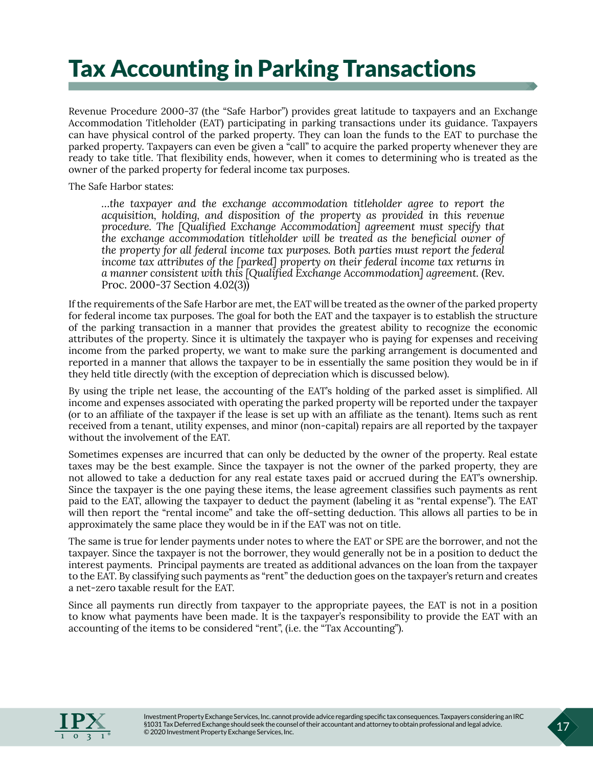# Tax Accounting in Parking Transactions

Revenue Procedure 2000-37 (the "Safe Harbor") provides great latitude to taxpayers and an Exchange Accommodation Titleholder (EAT) participating in parking transactions under its guidance. Taxpayers can have physical control of the parked property. They can loan the funds to the EAT to purchase the parked property. Taxpayers can even be given a "call" to acquire the parked property whenever they are ready to take title. That flexibility ends, however, when it comes to determining who is treated as the owner of the parked property for federal income tax purposes.

The Safe Harbor states:

> *…the taxpayer and the exchange accommodation titleholder agree to report the acquisition, holding, and disposition of the property as provided in this revenue procedure. The [Qualified Exchange Accommodation] agreement must specify that the exchange accommodation titleholder will be treated as the beneficial owner of the property for all federal income tax purposes. Both parties must report the federal income tax attributes of the [parked] property on their federal income tax returns in a manner consistent with this [Qualified Exchange Accommodation] agreement.* (Rev. Proc. 2000-37 Section 4.02(3))

If the requirements of the Safe Harbor are met, the EAT will be treated as the owner of the parked property for federal income tax purposes. The goal for both the EAT and the taxpayer is to establish the structure of the parking transaction in a manner that provides the greatest ability to recognize the economic attributes of the property. Since it is ultimately the taxpayer who is paying for expenses and receiving income from the parked property, we want to make sure the parking arrangement is documented and reported in a manner that allows the taxpayer to be in essentially the same position they would be in if they held title directly (with the exception of depreciation which is discussed below).

By using the triple net lease, the accounting of the EAT's holding of the parked asset is simplified. All income and expenses associated with operating the parked property will be reported under the taxpayer (or to an affiliate of the taxpayer if the lease is set up with an affiliate as the tenant). Items such as rent received from a tenant, utility expenses, and minor (non-capital) repairs are all reported by the taxpayer without the involvement of the EAT.

Sometimes expenses are incurred that can only be deducted by the owner of the property. Real estate taxes may be the best example. Since the taxpayer is not the owner of the parked property, they are not allowed to take a deduction for any real estate taxes paid or accrued during the EAT's ownership. Since the taxpayer is the one paying these items, the lease agreement classifies such payments as rent paid to the EAT, allowing the taxpayer to deduct the payment (labeling it as "rental expense"). The EAT will then report the "rental income" and take the off-setting deduction. This allows all parties to be in approximately the same place they would be in if the EAT was not on title.

The same is true for lender payments under notes to where the EAT or SPE are the borrower, and not the taxpayer. Since the taxpayer is not the borrower, they would generally not be in a position to deduct the interest payments. Principal payments are treated as additional advances on the loan from the taxpayer to the EAT. By classifying such payments as "rent" the deduction goes on the taxpayer's return and creates a net-zero taxable result for the EAT.

Since all payments run directly from taxpayer to the appropriate payees, the EAT is not in a position to know what payments have been made. It is the taxpayer's responsibility to provide the EAT with an accounting of the items to be considered "rent", (i.e. the "Tax Accounting").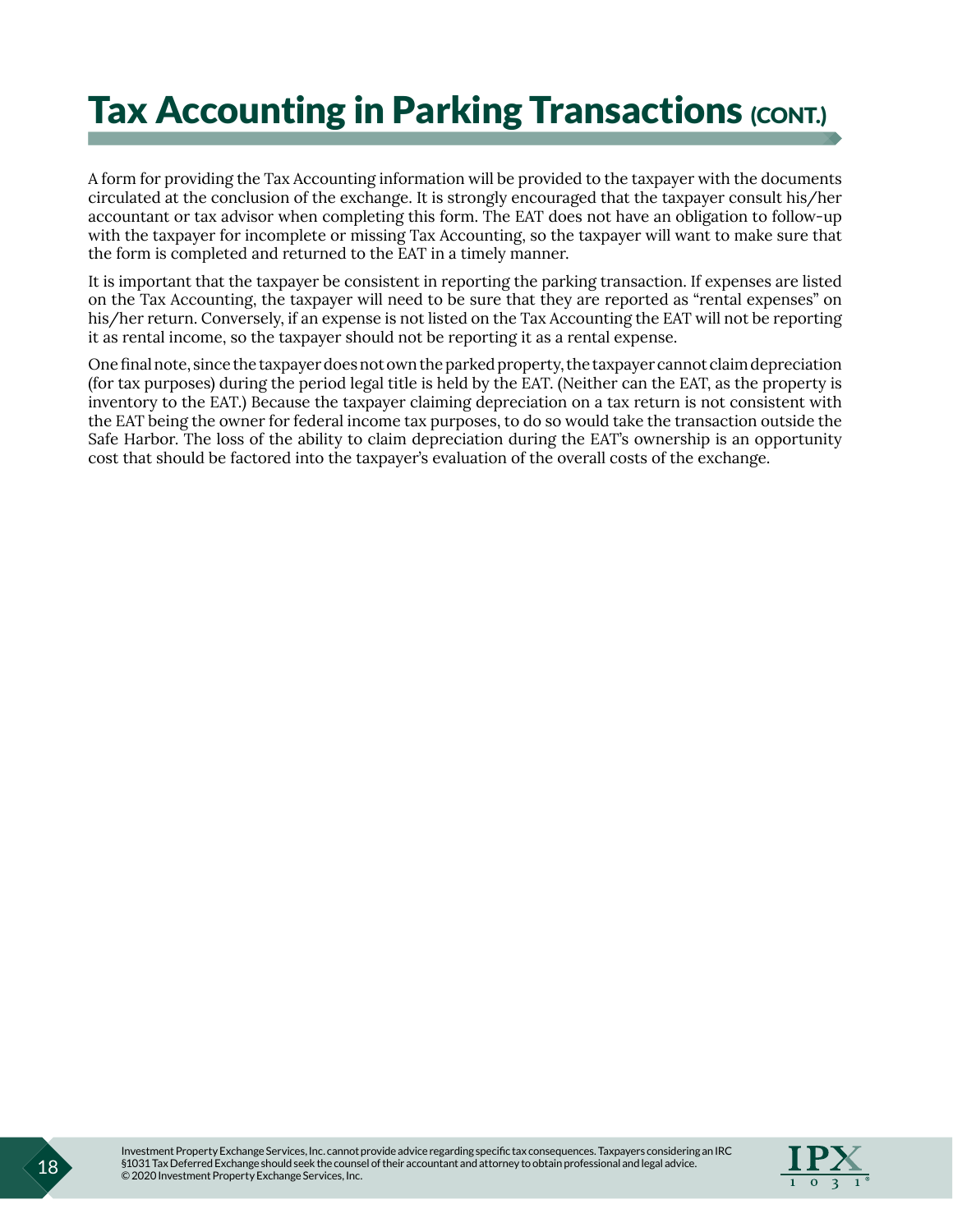# Tax Accounting in Parking Transactions (CONT.)

A form for providing the Tax Accounting information will be provided to the taxpayer with the documents circulated at the conclusion of the exchange. It is strongly encouraged that the taxpayer consult his/her accountant or tax advisor when completing this form. The EAT does not have an obligation to follow-up with the taxpayer for incomplete or missing Tax Accounting, so the taxpayer will want to make sure that the form is completed and returned to the EAT in a timely manner.

It is important that the taxpayer be consistent in reporting the parking transaction. If expenses are listed on the Tax Accounting, the taxpayer will need to be sure that they are reported as "rental expenses" on his/her return. Conversely, if an expense is not listed on the Tax Accounting the EAT will not be reporting it as rental income, so the taxpayer should not be reporting it as a rental expense.

One final note, since the taxpayer does not own the parked property, the taxpayer cannot claim depreciation (for tax purposes) during the period legal title is held by the EAT. (Neither can the EAT, as the property is inventory to the EAT.) Because the taxpayer claiming depreciation on a tax return is not consistent with the EAT being the owner for federal income tax purposes, to do so would take the transaction outside the Safe Harbor. The loss of the ability to claim depreciation during the EAT's ownership is an opportunity cost that should be factored into the taxpayer's evaluation of the overall costs of the exchange.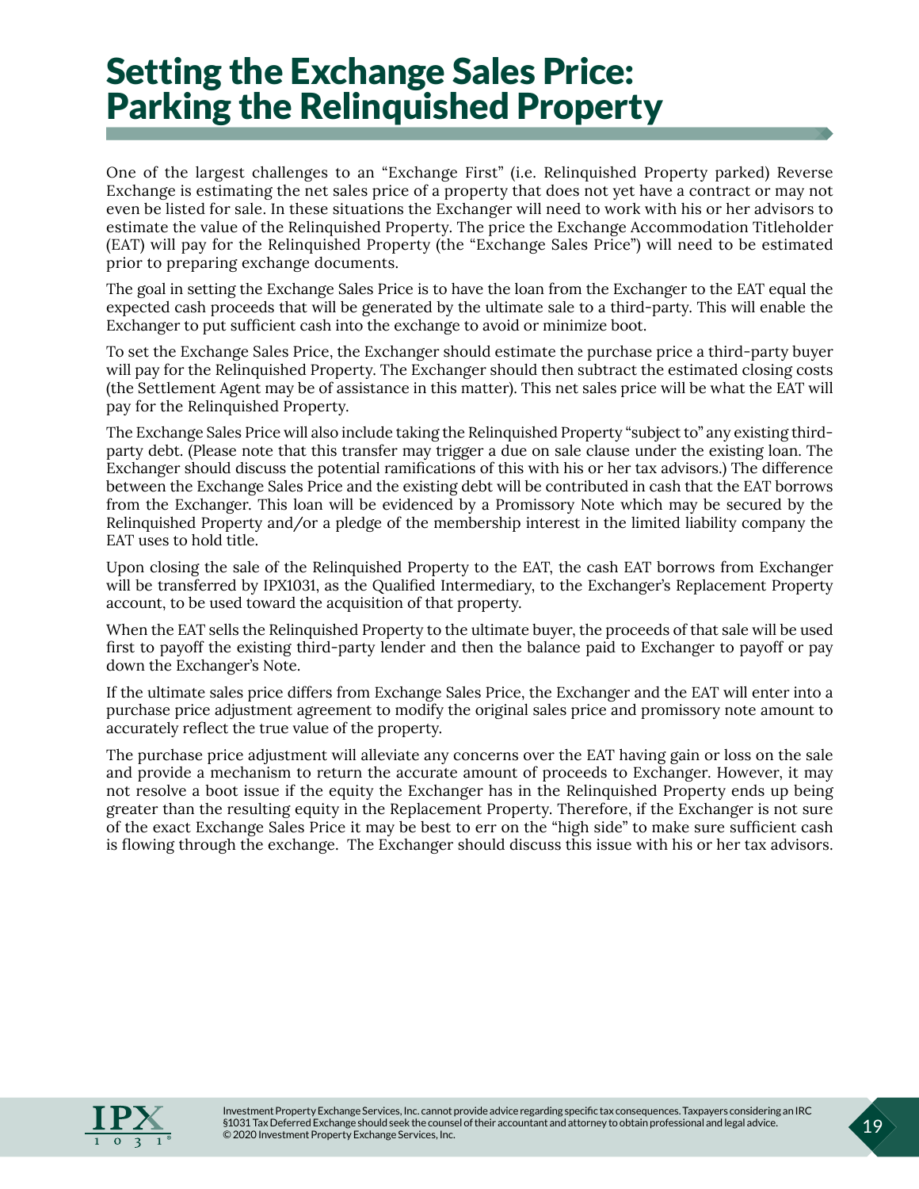# Setting the Exchange Sales Price: Parking the Relinquished Property

One of the largest challenges to an "Exchange First" (i.e. Relinquished Property parked) Reverse Exchange is estimating the net sales price of a property that does not yet have a contract or may not even be listed for sale. In these situations the Exchanger will need to work with his or her advisors to estimate the value of the Relinquished Property. The price the Exchange Accommodation Titleholder (EAT) will pay for the Relinquished Property (the "Exchange Sales Price") will need to be estimated prior to preparing exchange documents.

The goal in setting the Exchange Sales Price is to have the loan from the Exchanger to the EAT equal the expected cash proceeds that will be generated by the ultimate sale to a third-party. This will enable the Exchanger to put sufficient cash into the exchange to avoid or minimize boot.

To set the Exchange Sales Price, the Exchanger should estimate the purchase price a third-party buyer will pay for the Relinquished Property. The Exchanger should then subtract the estimated closing costs (the Settlement Agent may be of assistance in this matter). This net sales price will be what the EAT will pay for the Relinquished Property.

The Exchange Sales Price will also include taking the Relinquished Property "subject to" any existing third-party debt. (Please note that this transfer may trigger a due on sale clause under the existing loan. The Exchanger should discuss the potential ramifications of this with his or her tax advisors.) The difference between the Exchange Sales Price and the existing debt will be contributed in cash that the EAT borrows from the Exchanger. This loan will be evidenced by a Promissory Note which may be secured by the Relinquished Property and/or a pledge of the membership interest in the limited liability company the EAT uses to hold title.

Upon closing the sale of the Relinquished Property to the EAT, the cash EAT borrows from Exchanger will be transferred by IPX1031, as the Qualified Intermediary, to the Exchanger's Replacement Property account, to be used toward the acquisition of that property.

When the EAT sells the Relinquished Property to the ultimate buyer, the proceeds of that sale will be used first to payoff the existing third-party lender and then the balance paid to Exchanger to payoff or pay down the Exchanger's Note.

If the ultimate sales price differs from Exchange Sales Price, the Exchanger and the EAT will enter into a purchase price adjustment agreement to modify the original sales price and promissory note amount to accurately reflect the true value of the property.

The purchase price adjustment will alleviate any concerns over the EAT having gain or loss on the sale and provide a mechanism to return the accurate amount of proceeds to Exchanger. However, it may not resolve a boot issue if the equity the Exchanger has in the Relinquished Property ends up being greater than the resulting equity in the Replacement Property. Therefore, if the Exchanger is not sure of the exact Exchange Sales Price it may be best to err on the "high side" to make sure sufficient cash is flowing through the exchange. The Exchanger should discuss this issue with his or her tax advisors.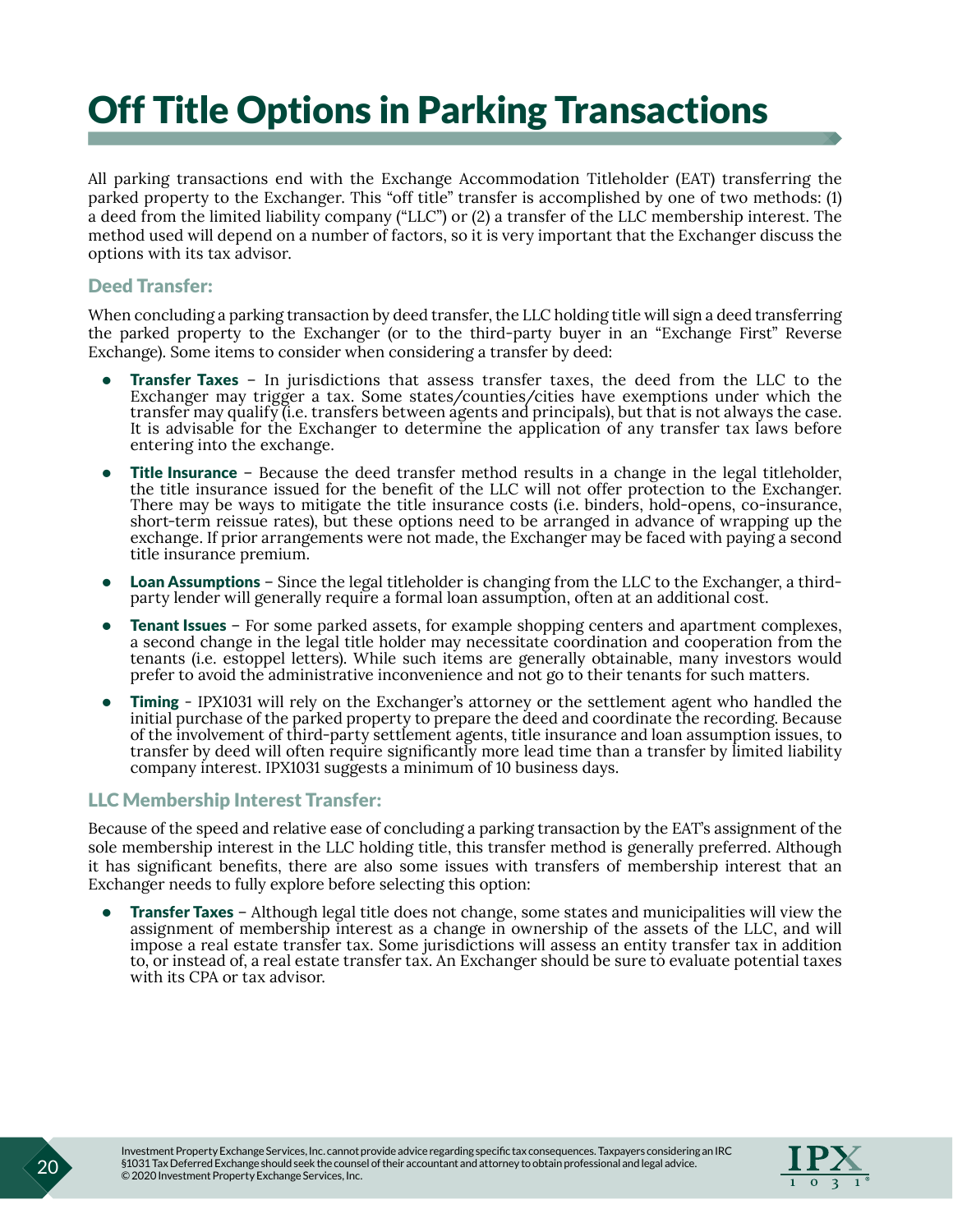# Off Title Options in Parking Transactions

All parking transactions end with the Exchange Accommodation Titleholder (EAT) transferring the parked property to the Exchanger. This "off title" transfer is accomplished by one of two methods: (1) a deed from the limited liability company ("LLC") or (2) a transfer of the LLC membership interest. The method used will depend on a number of factors, so it is very important that the Exchanger discuss the options with its tax advisor.

## Deed Transfer:

When concluding a parking transaction by deed transfer, the LLC holding title will sign a deed transferring the parked property to the Exchanger (or to the third-party buyer in an "Exchange First" Reverse Exchange). Some items to consider when considering a transfer by deed:

- **Transfer Taxes** – In jurisdictions that assess transfer taxes, the deed from the LLC to the Exchanger may trigger a tax. Some states/counties/cities have exemptions under which the transfer may qualify (i.e. transfers between agents and principals), but that is not always the case. It is advisable for the Exchanger to determine the application of any transfer tax laws before entering into the exchange.
- **Title Insurance** – Because the deed transfer method results in a change in the legal titleholder, the title insurance issued for the benefit of the LLC will not offer protection to the Exchanger. There may be ways to mitigate the title insurance costs (i.e. binders, hold-opens, co-insurance, short-term reissue rates), but these options need to be arranged in advance of wrapping up the exchange. If prior arrangements were not made, the Exchanger may be faced with paying a second title insurance premium.
- **Loan Assumptions** – Since the legal titleholder is changing from the LLC to the Exchanger, a third-party lender will generally require a formal loan assumption, often at an additional cost.
- **Tenant Issues** – For some parked assets, for example shopping centers and apartment complexes, a second change in the legal title holder may necessitate coordination and cooperation from the tenants (i.e. estoppel letters). While such items are generally obtainable, many investors would prefer to avoid the administrative inconvenience and not go to their tenants for such matters.
- **Timing** - IPX1031 will rely on the Exchanger's attorney or the settlement agent who handled the initial purchase of the parked property to prepare the deed and coordinate the recording. Because of the involvement of third-party settlement agents, title insurance and loan assumption issues, to transfer by deed will often require significantly more lead time than a transfer by limited liability company interest. IPX1031 suggests a minimum of 10 business days.

## LLC Membership Interest Transfer:

Because of the speed and relative ease of concluding a parking transaction by the EAT's assignment of the sole membership interest in the LLC holding title, this transfer method is generally preferred. Although it has significant benefits, there are also some issues with transfers of membership interest that an Exchanger needs to fully explore before selecting this option:

- **Transfer Taxes** – Although legal title does not change, some states and municipalities will view the assignment of membership interest as a change in ownership of the assets of the LLC, and will impose a real estate transfer tax. Some jurisdictions will assess an entity transfer tax in addition to, or instead of, a real estate transfer tax. An Exchanger should be sure to evaluate potential taxes with its CPA or tax advisor.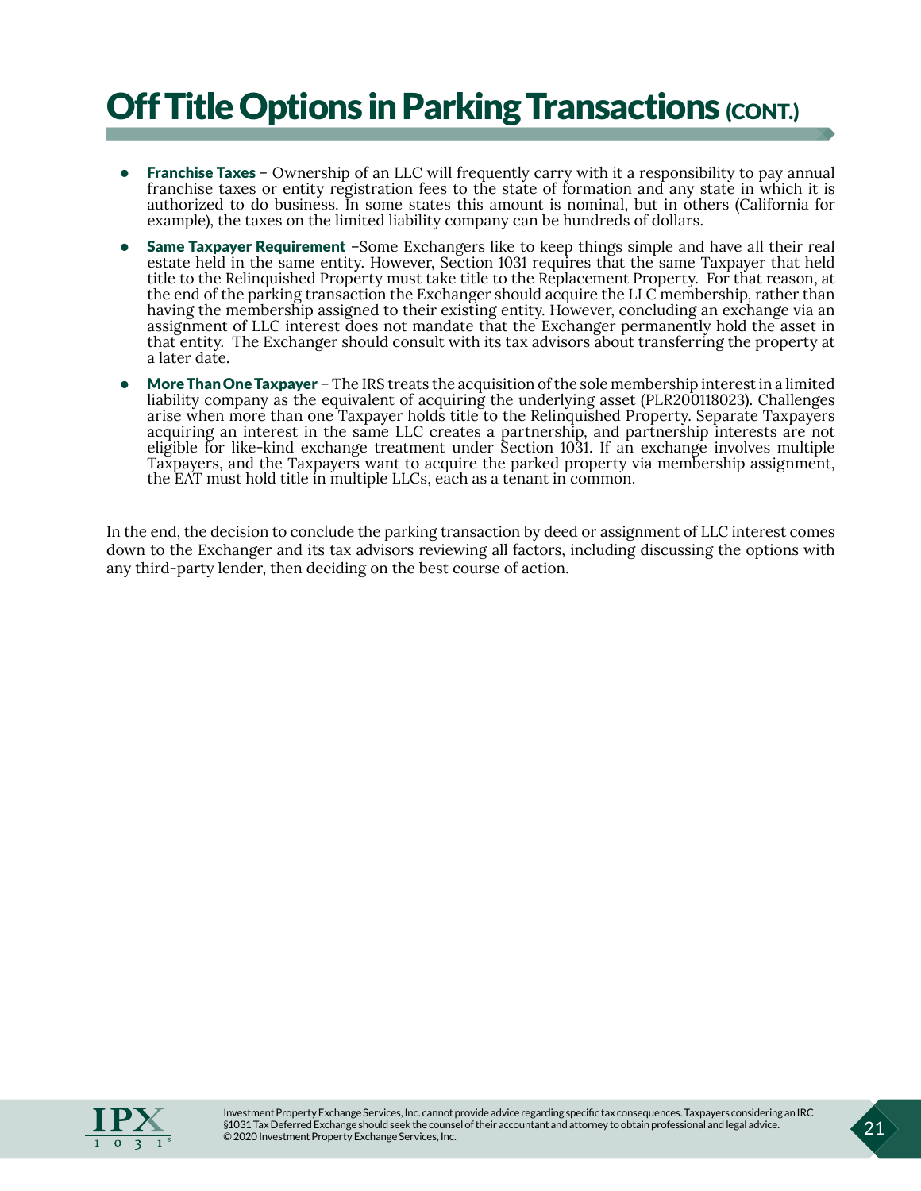# Off Title Options in Parking Transactions (CONT.)

- **Franchise Taxes** – Ownership of an LLC will frequently carry with it a responsibility to pay annual franchise taxes or entity registration fees to the state of formation and any state in which it is authorized to do business. In some states this amount is nominal, but in others (California for example), the taxes on the limited liability company can be hundreds of dollars.
- **Same Taxpayer Requirement** –Some Exchangers like to keep things simple and have all their real estate held in the same entity. However, Section 1031 requires that the same Taxpayer that held title to the Relinquished Property must take title to the Replacement Property. For that reason, at the end of the parking transaction the Exchanger should acquire the LLC membership, rather than having the membership assigned to their existing entity. However, concluding an exchange via an assignment of LLC interest does not mandate that the Exchanger permanently hold the asset in that entity. The Exchanger should consult with its tax advisors about transferring the property at a later date.
- **More Than One Taxpayer** – The IRS treats the acquisition of the sole membership interest in a limited liability company as the equivalent of acquiring the underlying asset (PLR200118023). Challenges arise when more than one Taxpayer holds title to the Relinquished Property. Separate Taxpayers acquiring an interest in the same LLC creates a partnership, and partnership interests are not eligible for like-kind exchange treatment under Section 1031. If an exchange involves multiple Taxpayers, and the Taxpayers want to acquire the parked property via membership assignment, the EAT must hold title in multiple LLCs, each as a tenant in common.

In the end, the decision to conclude the parking transaction by deed or assignment of LLC interest comes down to the Exchanger and its tax advisors reviewing all factors, including discussing the options with any third-party lender, then deciding on the best course of action.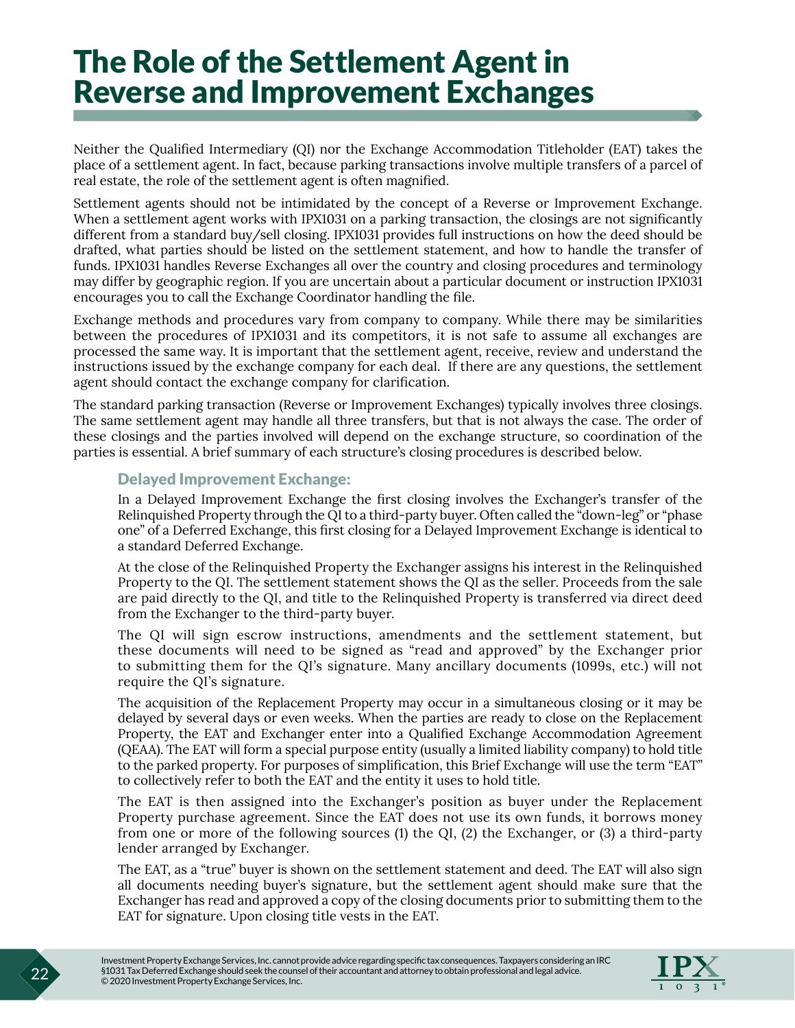# The Role of the Settlement Agent in Reverse and Improvement Exchanges

Neither the Qualified Intermediary (QI) nor the Exchange Accommodation Titleholder (EAT) takes the place of a settlement agent. In fact, because parking transactions involve multiple transfers of a parcel of real estate, the role of the settlement agent is often magnified.

Settlement agents should not be intimidated by the concept of a Reverse or Improvement Exchange. When a settlement agent works with IPX1031 on a parking transaction, the closings are not significantly different from a standard buy/sell closing. IPX1031 provides full instructions on how the deed should be drafted, what parties should be listed on the settlement statement, and how to handle the transfer of funds. IPX1031 handles Reverse Exchanges all over the country and closing procedures and terminology may differ by geographic region. If you are uncertain about a particular document or instruction IPX1031 encourages you to call the Exchange Coordinator handling the file.

Exchange methods and procedures vary from company to company. While there may be similarities between the procedures of IPX1031 and its competitors, it is not safe to assume all exchanges are processed the same way. It is important that the settlement agent, receive, review and understand the instructions issued by the exchange company for each deal. If there are any questions, the settlement agent should contact the exchange company for clarification.

The standard parking transaction (Reverse or Improvement Exchanges) typically involves three closings. The same settlement agent may handle all three transfers, but that is not always the case. The order of these closings and the parties involved will depend on the exchange structure, so coordination of the parties is essential. A brief summary of each structure's closing procedures is described below.

### Delayed Improvement Exchange:

In a Delayed Improvement Exchange the first closing involves the Exchanger's transfer of the Relinquished Property through the QI to a third-party buyer. Often called the "down-leg" or "phase one" of a Deferred Exchange, this first closing for a Delayed Improvement Exchange is identical to a standard Deferred Exchange.

At the close of the Relinquished Property the Exchanger assigns his interest in the Relinquished Property to the QI. The settlement statement shows the QI as the seller. Proceeds from the sale are paid directly to the QI, and title to the Relinquished Property is transferred via direct deed from the Exchanger to the third-party buyer.

The QI will sign escrow instructions, amendments and the settlement statement, but these documents will need to be signed as "read and approved" by the Exchanger prior to submitting them for the QI's signature. Many ancillary documents (1099s, etc.) will not require the QI's signature.

The acquisition of the Replacement Property may occur in a simultaneous closing or it may be delayed by several days or even weeks. When the parties are ready to close on the Replacement Property, the EAT and Exchanger enter into a Qualified Exchange Accommodation Agreement (QEAA). The EAT will form a special purpose entity (usually a limited liability company) to hold title to the parked property. For purposes of simplification, this Brief Exchange will use the term "EAT" to collectively refer to both the EAT and the entity it uses to hold title.

The EAT is then assigned into the Exchanger's position as buyer under the Replacement Property purchase agreement. Since the EAT does not use its own funds, it borrows money from one or more of the following sources (1) the QI, (2) the Exchanger, or (3) a third-party lender arranged by Exchanger.

The EAT, as a "true" buyer is shown on the settlement statement and deed. The EAT will also sign all documents needing buyer's signature, but the settlement agent should make sure that the Exchanger has read and approved a copy of the closing documents prior to submitting them to the EAT for signature. Upon closing title vests in the EAT.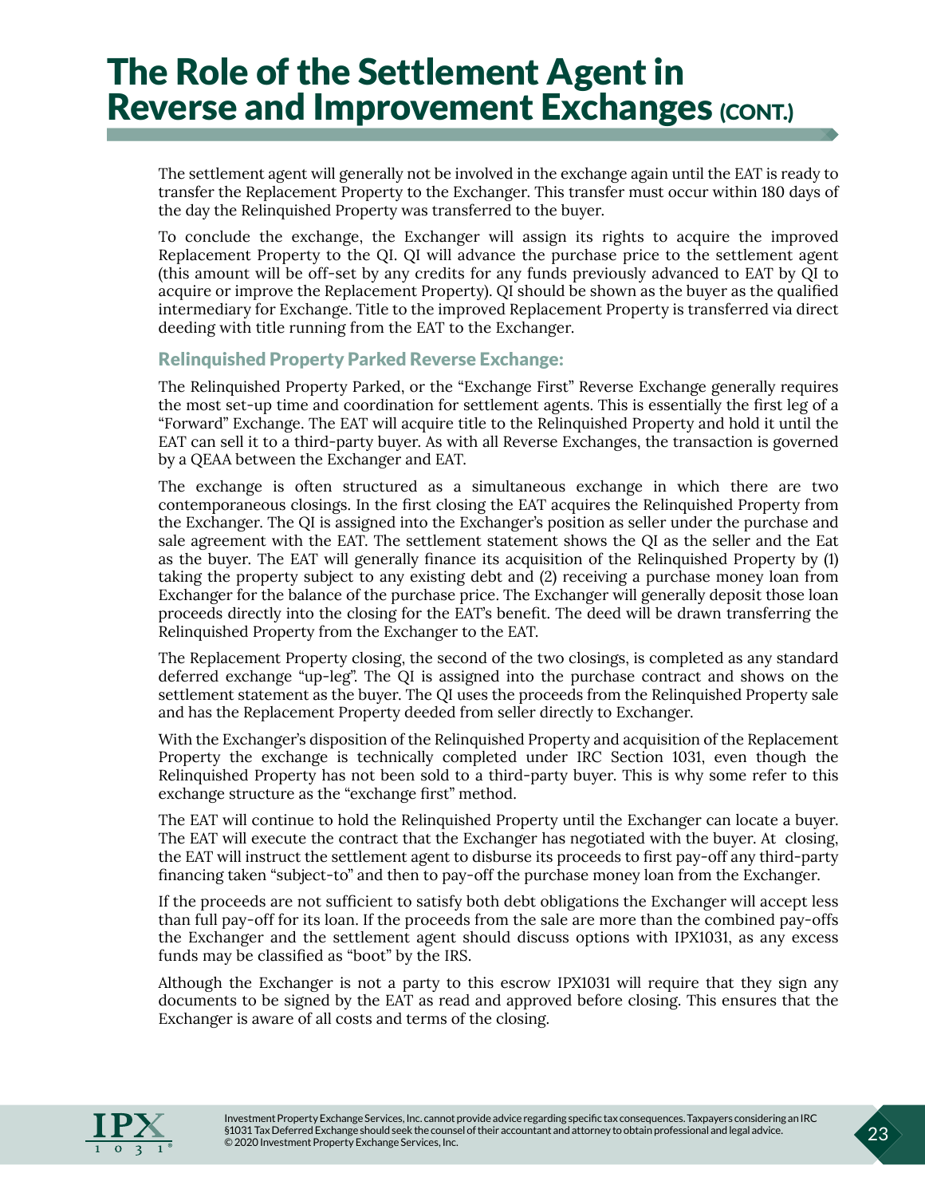# The Role of the Settlement Agent in Reverse and Improvement Exchanges (CONT.)

The settlement agent will generally not be involved in the exchange again until the EAT is ready to transfer the Replacement Property to the Exchanger. This transfer must occur within 180 days of the day the Relinquished Property was transferred to the buyer.

To conclude the exchange, the Exchanger will assign its rights to acquire the improved Replacement Property to the QI. QI will advance the purchase price to the settlement agent (this amount will be off-set by any credits for any funds previously advanced to EAT by QI to acquire or improve the Replacement Property). QI should be shown as the buyer as the qualified intermediary for Exchange. Title to the improved Replacement Property is transferred via direct deeding with title running from the EAT to the Exchanger.

### Relinquished Property Parked Reverse Exchange:

The Relinquished Property Parked, or the "Exchange First" Reverse Exchange generally requires the most set-up time and coordination for settlement agents. This is essentially the first leg of a "Forward" Exchange. The EAT will acquire title to the Relinquished Property and hold it until the EAT can sell it to a third-party buyer. As with all Reverse Exchanges, the transaction is governed by a QEAA between the Exchanger and EAT.

The exchange is often structured as a simultaneous exchange in which there are two contemporaneous closings. In the first closing the EAT acquires the Relinquished Property from the Exchanger. The QI is assigned into the Exchanger's position as seller under the purchase and sale agreement with the EAT. The settlement statement shows the QI as the seller and the Eat as the buyer. The EAT will generally finance its acquisition of the Relinquished Property by (1) taking the property subject to any existing debt and (2) receiving a purchase money loan from Exchanger for the balance of the purchase price. The Exchanger will generally deposit those loan proceeds directly into the closing for the EAT's benefit. The deed will be drawn transferring the Relinquished Property from the Exchanger to the EAT.

The Replacement Property closing, the second of the two closings, is completed as any standard deferred exchange "up-leg". The QI is assigned into the purchase contract and shows on the settlement statement as the buyer. The QI uses the proceeds from the Relinquished Property sale and has the Replacement Property deeded from seller directly to Exchanger.

With the Exchanger's disposition of the Relinquished Property and acquisition of the Replacement Property the exchange is technically completed under IRC Section 1031, even though the Relinquished Property has not been sold to a third-party buyer. This is why some refer to this exchange structure as the "exchange first" method.

The EAT will continue to hold the Relinquished Property until the Exchanger can locate a buyer. The EAT will execute the contract that the Exchanger has negotiated with the buyer. At closing, the EAT will instruct the settlement agent to disburse its proceeds to first pay-off any third-party financing taken "subject-to" and then to pay-off the purchase money loan from the Exchanger.

If the proceeds are not sufficient to satisfy both debt obligations the Exchanger will accept less than full pay-off for its loan. If the proceeds from the sale are more than the combined pay-offs the Exchanger and the settlement agent should discuss options with IPX1031, as any excess funds may be classified as "boot" by the IRS.

Although the Exchanger is not a party to this escrow IPX1031 will require that they sign any documents to be signed by the EAT as read and approved before closing. This ensures that the Exchanger is aware of all costs and terms of the closing.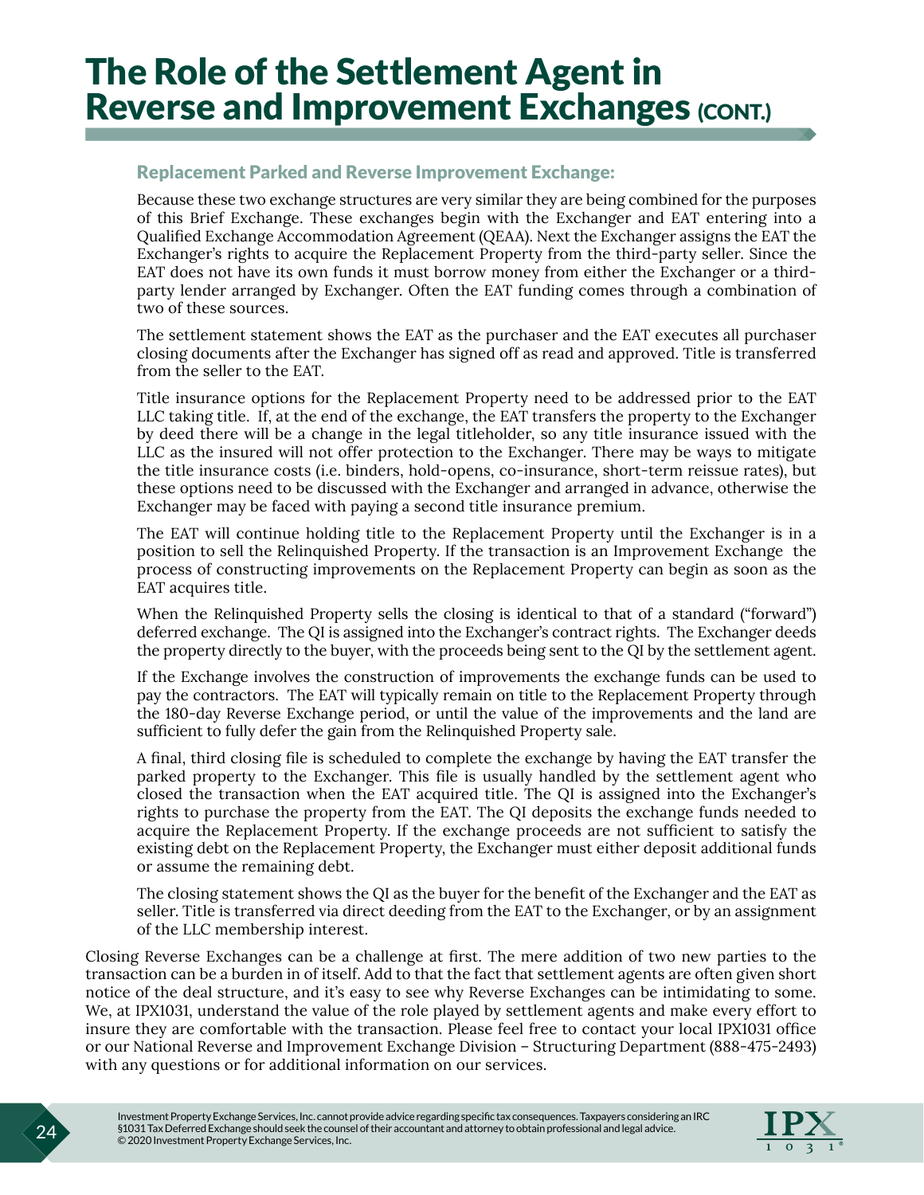# The Role of the Settlement Agent in Reverse and Improvement Exchanges (CONT.)

### Replacement Parked and Reverse Improvement Exchange:

Because these two exchange structures are very similar they are being combined for the purposes of this Brief Exchange. These exchanges begin with the Exchanger and EAT entering into a Qualified Exchange Accommodation Agreement (QEAA). Next the Exchanger assigns the EAT the Exchanger's rights to acquire the Replacement Property from the third-party seller. Since the EAT does not have its own funds it must borrow money from either the Exchanger or a third-party lender arranged by Exchanger. Often the EAT funding comes through a combination of two of these sources.

The settlement statement shows the EAT as the purchaser and the EAT executes all purchaser closing documents after the Exchanger has signed off as read and approved. Title is transferred from the seller to the EAT.

Title insurance options for the Replacement Property need to be addressed prior to the EAT LLC taking title. If, at the end of the exchange, the EAT transfers the property to the Exchanger by deed there will be a change in the legal titleholder, so any title insurance issued with the LLC as the insured will not offer protection to the Exchanger. There may be ways to mitigate the title insurance costs (i.e. binders, hold-opens, co-insurance, short-term reissue rates), but these options need to be discussed with the Exchanger and arranged in advance, otherwise the Exchanger may be faced with paying a second title insurance premium.

The EAT will continue holding title to the Replacement Property until the Exchanger is in a position to sell the Relinquished Property. If the transaction is an Improvement Exchange the process of constructing improvements on the Replacement Property can begin as soon as the EAT acquires title.

When the Relinquished Property sells the closing is identical to that of a standard ("forward") deferred exchange. The QI is assigned into the Exchanger's contract rights. The Exchanger deeds the property directly to the buyer, with the proceeds being sent to the QI by the settlement agent.

If the Exchange involves the construction of improvements the exchange funds can be used to pay the contractors. The EAT will typically remain on title to the Replacement Property through the 180-day Reverse Exchange period, or until the value of the improvements and the land are sufficient to fully defer the gain from the Relinquished Property sale.

A final, third closing file is scheduled to complete the exchange by having the EAT transfer the parked property to the Exchanger. This file is usually handled by the settlement agent who closed the transaction when the EAT acquired title. The QI is assigned into the Exchanger's rights to purchase the property from the EAT. The QI deposits the exchange funds needed to acquire the Replacement Property. If the exchange proceeds are not sufficient to satisfy the existing debt on the Replacement Property, the Exchanger must either deposit additional funds or assume the remaining debt.

The closing statement shows the QI as the buyer for the benefit of the Exchanger and the EAT as seller. Title is transferred via direct deeding from the EAT to the Exchanger, or by an assignment of the LLC membership interest.

Closing Reverse Exchanges can be a challenge at first. The mere addition of two new parties to the transaction can be a burden in of itself. Add to that the fact that settlement agents are often given short notice of the deal structure, and it's easy to see why Reverse Exchanges can be intimidating to some. We, at IPX1031, understand the value of the role played by settlement agents and make every effort to insure they are comfortable with the transaction. Please feel free to contact your local IPX1031 office or our National Reverse and Improvement Exchange Division – Structuring Department (888-475-2493) with any questions or for additional information on our services.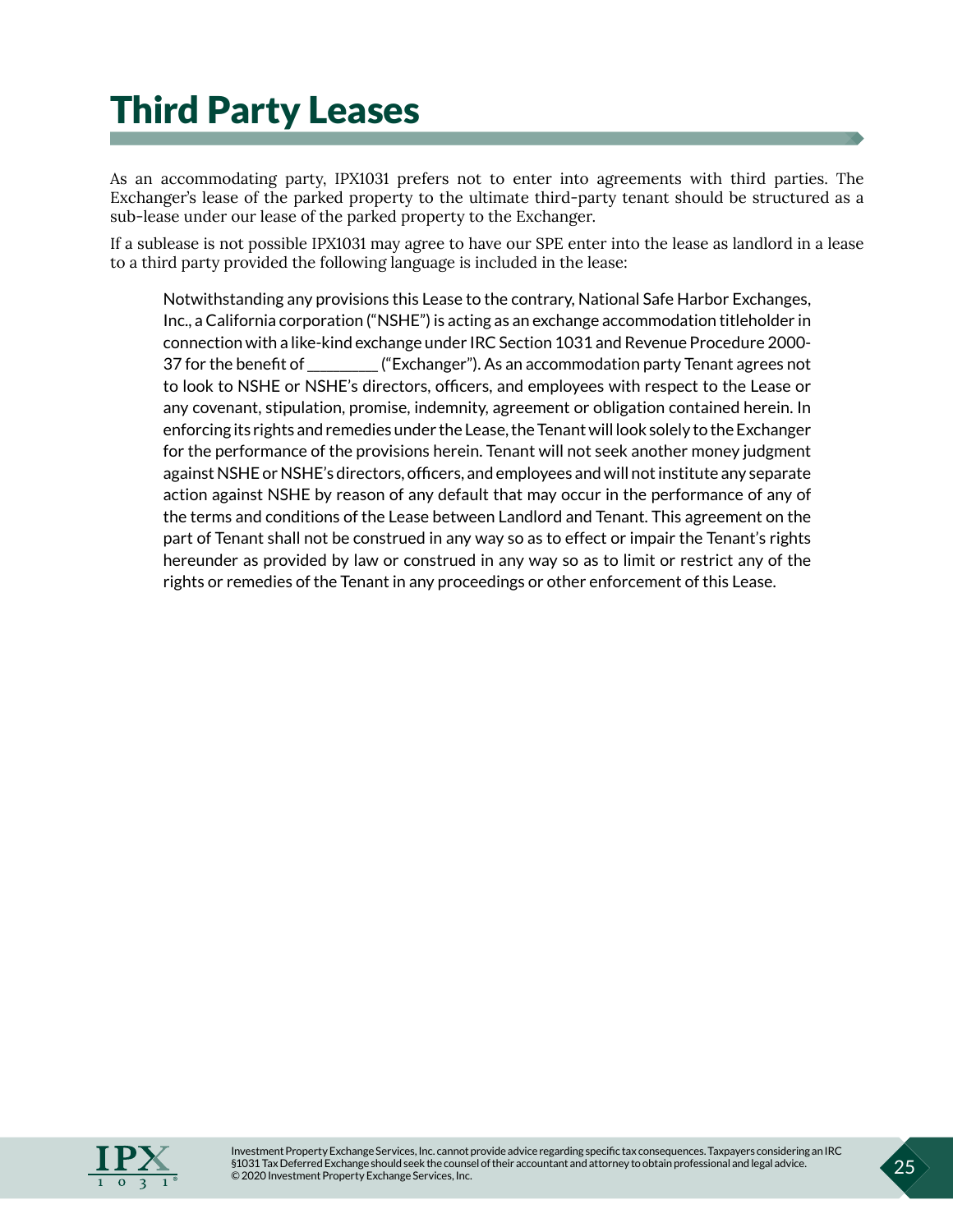# Third Party Leases

As an accommodating party, IPX1031 prefers not to enter into agreements with third parties. The Exchanger's lease of the parked property to the ultimate third-party tenant should be structured as a sub-lease under our lease of the parked property to the Exchanger.

If a sublease is not possible IPX1031 may agree to have our SPE enter into the lease as landlord in a lease to a third party provided the following language is included in the lease:

> Notwithstanding any provisions this Lease to the contrary, National Safe Harbor Exchanges, Inc., a California corporation ("NSHE") is acting as an exchange accommodation titleholder in connection with a like-kind exchange under IRC Section 1031 and Revenue Procedure 2000-37 for the benefit of ________ ("Exchanger"). As an accommodation party Tenant agrees not to look to NSHE or NSHE's directors, officers, and employees with respect to the Lease or any covenant, stipulation, promise, indemnity, agreement or obligation contained herein. In enforcing its rights and remedies under the Lease, the Tenant will look solely to the Exchanger for the performance of the provisions herein. Tenant will not seek another money judgment against NSHE or NSHE's directors, officers, and employees and will not institute any separate action against NSHE by reason of any default that may occur in the performance of any of the terms and conditions of the Lease between Landlord and Tenant. This agreement on the part of Tenant shall not be construed in any way so as to effect or impair the Tenant's rights hereunder as provided by law or construed in any way so as to limit or restrict any of the rights or remedies of the Tenant in any proceedings or other enforcement of this Lease.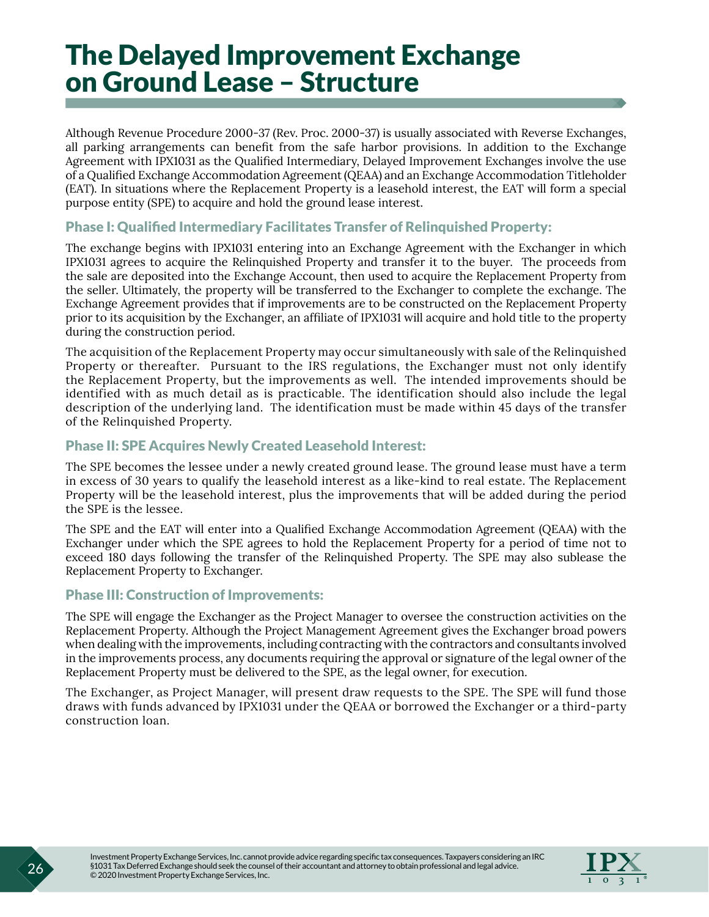# The Delayed Improvement Exchange on Ground Lease – Structure

Although Revenue Procedure 2000-37 (Rev. Proc. 2000-37) is usually associated with Reverse Exchanges, all parking arrangements can benefit from the safe harbor provisions. In addition to the Exchange Agreement with IPX1031 as the Qualified Intermediary, Delayed Improvement Exchanges involve the use of a Qualified Exchange Accommodation Agreement (QEAA) and an Exchange Accommodation Titleholder (EAT). In situations where the Replacement Property is a leasehold interest, the EAT will form a special purpose entity (SPE) to acquire and hold the ground lease interest.

### Phase I: Qualified Intermediary Facilitates Transfer of Relinquished Property:

The exchange begins with IPX1031 entering into an Exchange Agreement with the Exchanger in which IPX1031 agrees to acquire the Relinquished Property and transfer it to the buyer. The proceeds from the sale are deposited into the Exchange Account, then used to acquire the Replacement Property from the seller. Ultimately, the property will be transferred to the Exchanger to complete the exchange. The Exchange Agreement provides that if improvements are to be constructed on the Replacement Property prior to its acquisition by the Exchanger, an affiliate of IPX1031 will acquire and hold title to the property during the construction period.

The acquisition of the Replacement Property may occur simultaneously with sale of the Relinquished Property or thereafter. Pursuant to the IRS regulations, the Exchanger must not only identify the Replacement Property, but the improvements as well. The intended improvements should be identified with as much detail as is practicable. The identification should also include the legal description of the underlying land. The identification must be made within 45 days of the transfer of the Relinquished Property.

### Phase II: SPE Acquires Newly Created Leasehold Interest:

The SPE becomes the lessee under a newly created ground lease. The ground lease must have a term in excess of 30 years to qualify the leasehold interest as a like-kind to real estate. The Replacement Property will be the leasehold interest, plus the improvements that will be added during the period the SPE is the lessee.

The SPE and the EAT will enter into a Qualified Exchange Accommodation Agreement (QEAA) with the Exchanger under which the SPE agrees to hold the Replacement Property for a period of time not to exceed 180 days following the transfer of the Relinquished Property. The SPE may also sublease the Replacement Property to Exchanger.

### Phase III: Construction of Improvements:

The SPE will engage the Exchanger as the Project Manager to oversee the construction activities on the Replacement Property. Although the Project Management Agreement gives the Exchanger broad powers when dealing with the improvements, including contracting with the contractors and consultants involved in the improvements process, any documents requiring the approval or signature of the legal owner of the Replacement Property must be delivered to the SPE, as the legal owner, for execution.

The Exchanger, as Project Manager, will present draw requests to the SPE. The SPE will fund those draws with funds advanced by IPX1031 under the QEAA or borrowed the Exchanger or a third-party construction loan.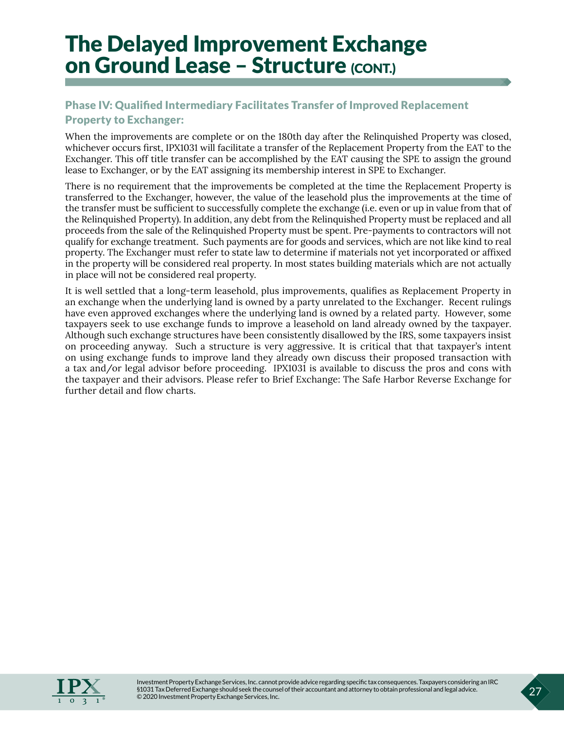# The Delayed Improvement Exchange on Ground Lease – Structure (CONT.)

## Phase IV: Qualified Intermediary Facilitates Transfer of Improved Replacement Property to Exchanger:

When the improvements are complete or on the 180th day after the Relinquished Property was closed, whichever occurs first, IPX1031 will facilitate a transfer of the Replacement Property from the EAT to the Exchanger. This off title transfer can be accomplished by the EAT causing the SPE to assign the ground lease to Exchanger, or by the EAT assigning its membership interest in SPE to Exchanger.

There is no requirement that the improvements be completed at the time the Replacement Property is transferred to the Exchanger, however, the value of the leasehold plus the improvements at the time of the transfer must be sufficient to successfully complete the exchange (i.e. even or up in value from that of the Relinquished Property). In addition, any debt from the Relinquished Property must be replaced and all proceeds from the sale of the Relinquished Property must be spent. Pre-payments to contractors will not qualify for exchange treatment. Such payments are for goods and services, which are not like kind to real property. The Exchanger must refer to state law to determine if materials not yet incorporated or affixed in the property will be considered real property. In most states building materials which are not actually in place will not be considered real property.

It is well settled that a long-term leasehold, plus improvements, qualifies as Replacement Property in an exchange when the underlying land is owned by a party unrelated to the Exchanger. Recent rulings have even approved exchanges where the underlying land is owned by a related party. However, some taxpayers seek to use exchange funds to improve a leasehold on land already owned by the taxpayer. Although such exchange structures have been consistently disallowed by the IRS, some taxpayers insist on proceeding anyway. Such a structure is very aggressive. It is critical that that taxpayer's intent on using exchange funds to improve land they already own discuss their proposed transaction with a tax and/or legal advisor before proceeding. IPX1031 is available to discuss the pros and cons with the taxpayer and their advisors. Please refer to Brief Exchange: The Safe Harbor Reverse Exchange for further detail and flow charts.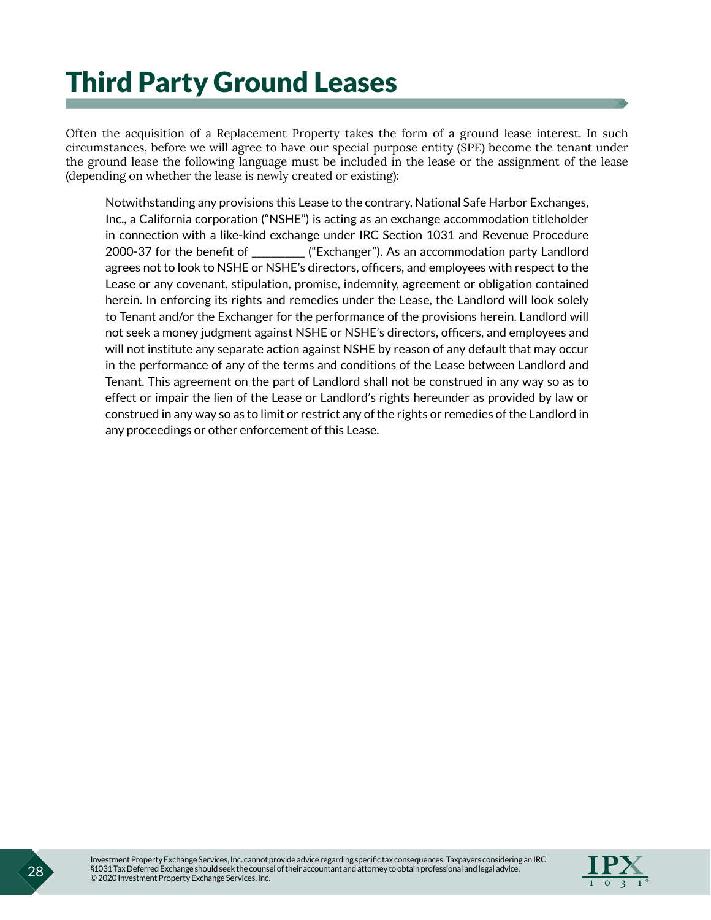# Third Party Ground Leases

Often the acquisition of a Replacement Property takes the form of a ground lease interest. In such circumstances, before we will agree to have our special purpose entity (SPE) become the tenant under the ground lease the following language must be included in the lease or the assignment of the lease (depending on whether the lease is newly created or existing):

> Notwithstanding any provisions this Lease to the contrary, National Safe Harbor Exchanges, Inc., a California corporation ("NSHE") is acting as an exchange accommodation titleholder in connection with a like-kind exchange under IRC Section 1031 and Revenue Procedure 2000-37 for the benefit of _________ ("Exchanger"). As an accommodation party Landlord agrees not to look to NSHE or NSHE's directors, officers, and employees with respect to the Lease or any covenant, stipulation, promise, indemnity, agreement or obligation contained herein. In enforcing its rights and remedies under the Lease, the Landlord will look solely to Tenant and/or the Exchanger for the performance of the provisions herein. Landlord will not seek a money judgment against NSHE or NSHE's directors, officers, and employees and will not institute any separate action against NSHE by reason of any default that may occur in the performance of any of the terms and conditions of the Lease between Landlord and Tenant. This agreement on the part of Landlord shall not be construed in any way so as to effect or impair the lien of the Lease or Landlord's rights hereunder as provided by law or construed in any way so as to limit or restrict any of the rights or remedies of the Landlord in any proceedings or other enforcement of this Lease.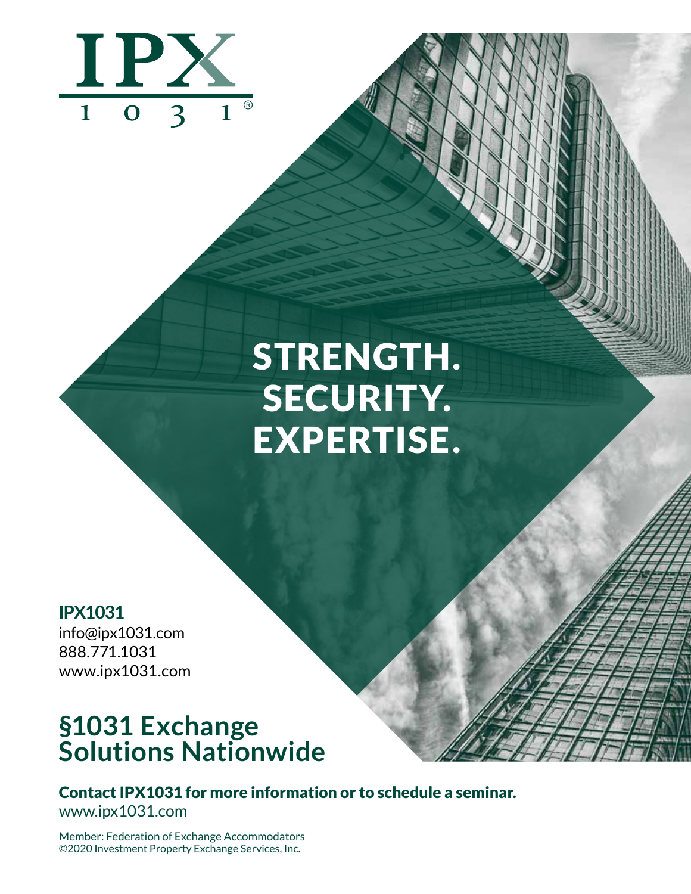IPX
1 0 3 1®

# STRENGTH.
# SECURITY.
# EXPERTISE.

**IPX1031**
info@ipx1031.com
888.771.1031
www.ipx1031.com

## §1031 Exchange Solutions Nationwide

**Contact IPX1031 for more information or to schedule a seminar.**
www.ipx1031.com

Member: Federation of Exchange Accommodators
©2020 Investment Property Exchange Services, Inc.